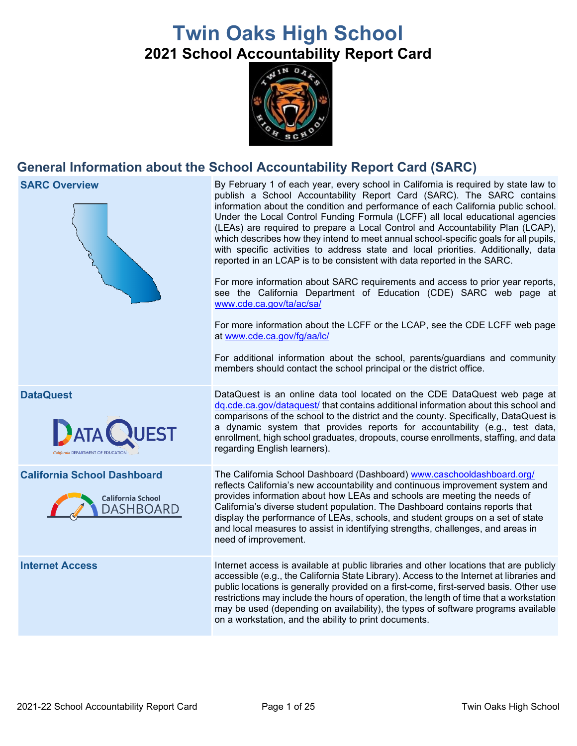# Twin Oaks High School

## 2021 School Accountability Report Card

## General Information about the School Accountability Report Card (SARC)

| | |
|---|---|
| **SARC Overview** | By February 1 of each year, every school in California is required by state law to publish a School Accountability Report Card (SARC). The SARC contains information about the condition and performance of each California public school. Under the Local Control Funding Formula (LCFF) all local educational agencies (LEAs) are required to prepare a Local Control and Accountability Plan (LCAP), which describes how they intend to meet annual school-specific goals for all pupils, with specific activities to address state and local priorities. Additionally, data reported in an LCAP is to be consistent with data reported in the SARC.<br><br>For more information about SARC requirements and access to prior year reports, see the California Department of Education (CDE) SARC web page at www.cde.ca.gov/ta/ac/sa/<br><br>For more information about the LCFF or the LCAP, see the CDE LCFF web page at www.cde.ca.gov/fg/aa/lc/<br><br>For additional information about the school, parents/guardians and community members should contact the school principal or the district office. |
| **DataQuest** | DataQuest is an online data tool located on the CDE DataQuest web page at dq.cde.ca.gov/dataquest/ that contains additional information about this school and comparisons of the school to the district and the county. Specifically, DataQuest is a dynamic system that provides reports for accountability (e.g., test data, enrollment, high school graduates, dropouts, course enrollments, staffing, and data regarding English learners). |
| **California School Dashboard** | The California School Dashboard (Dashboard) www.caschooldashboard.org/ reflects California's new accountability and continuous improvement system and provides information about how LEAs and schools are meeting the needs of California's diverse student population. The Dashboard contains reports that display the performance of LEAs, schools, and student groups on a set of state and local measures to assist in identifying strengths, challenges, and areas in need of improvement. |
| **Internet Access** | Internet access is available at public libraries and other locations that are publicly accessible (e.g., the California State Library). Access to the Internet at libraries and public locations is generally provided on a first-come, first-served basis. Other use restrictions may include the hours of operation, the length of time that a workstation may be used (depending on availability), the types of software programs available on a workstation, and the ability to print documents. |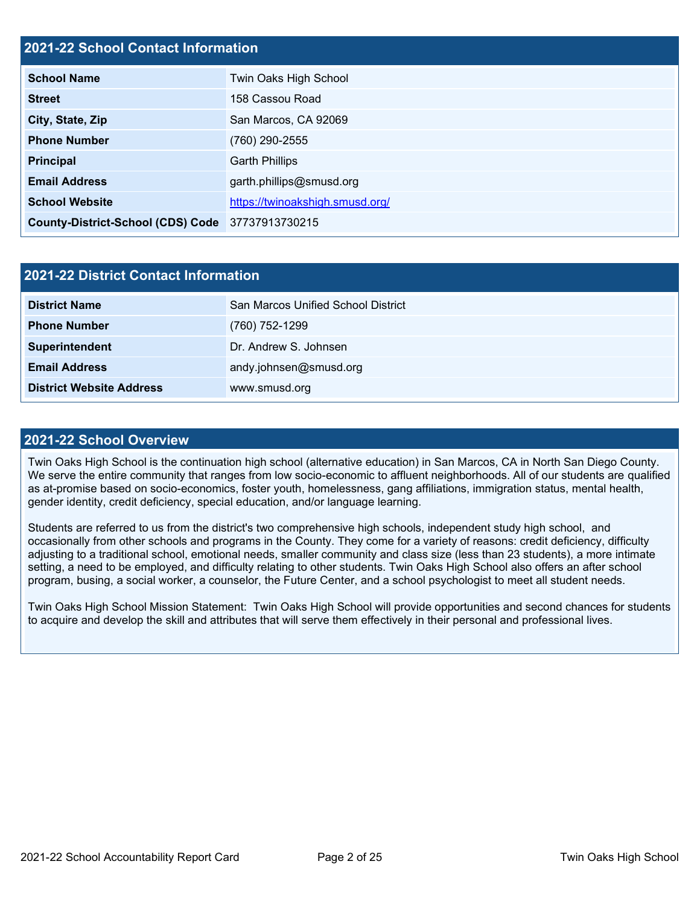## 2021-22 School Contact Information

| | |
|---|---|
| **School Name** | Twin Oaks High School |
| **Street** | 158 Cassou Road |
| **City, State, Zip** | San Marcos, CA 92069 |
| **Phone Number** | (760) 290-2555 |
| **Principal** | Garth Phillips |
| **Email Address** | garth.phillips@smusd.org |
| **School Website** | https://twinoakshigh.smusd.org/ |
| **County-District-School (CDS) Code** | 37737913730215 |

## 2021-22 District Contact Information

| | |
|---|---|
| **District Name** | San Marcos Unified School District |
| **Phone Number** | (760) 752-1299 |
| **Superintendent** | Dr. Andrew S. Johnsen |
| **Email Address** | andy.johnsen@smusd.org |
| **District Website Address** | www.smusd.org |

## 2021-22 School Overview

Twin Oaks High School is the continuation high school (alternative education) in San Marcos, CA in North San Diego County. We serve the entire community that ranges from low socio-economic to affluent neighborhoods. All of our students are qualified as at-promise based on socio-economics, foster youth, homelessness, gang affiliations, immigration status, mental health, gender identity, credit deficiency, special education, and/or language learning.

Students are referred to us from the district's two comprehensive high schools, independent study high school, and occasionally from other schools and programs in the County. They come for a variety of reasons: credit deficiency, difficulty adjusting to a traditional school, emotional needs, smaller community and class size (less than 23 students), a more intimate setting, a need to be employed, and difficulty relating to other students. Twin Oaks High School also offers an after school program, busing, a social worker, a counselor, the Future Center, and a school psychologist to meet all student needs.

Twin Oaks High School Mission Statement: Twin Oaks High School will provide opportunities and second chances for students to acquire and develop the skill and attributes that will serve them effectively in their personal and professional lives.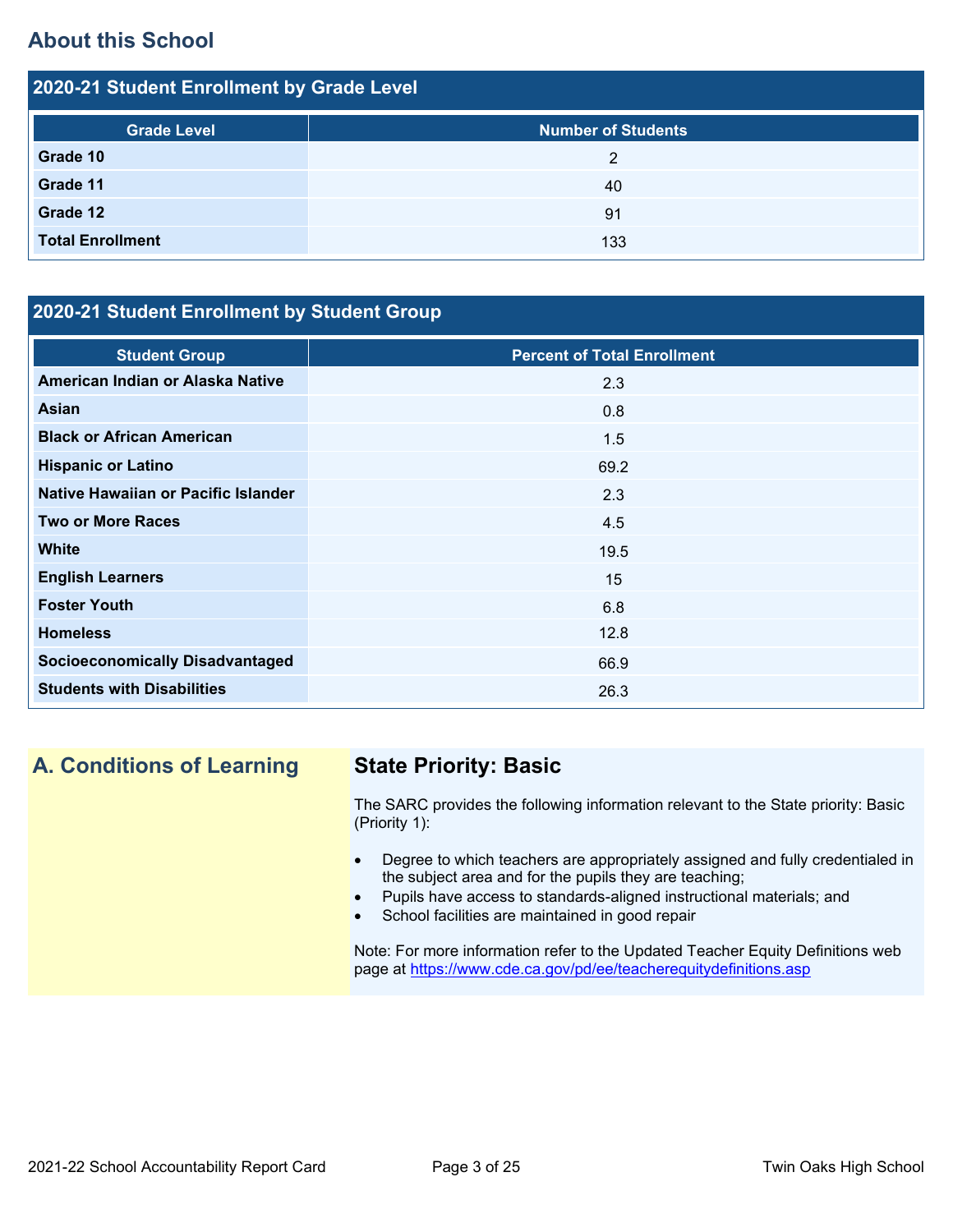## About this School

### 2020-21 Student Enrollment by Grade Level

| Grade Level | Number of Students |
|---|---|
| **Grade 10** | 2 |
| **Grade 11** | 40 |
| **Grade 12** | 91 |
| **Total Enrollment** | 133 |

### 2020-21 Student Enrollment by Student Group

| Student Group | Percent of Total Enrollment |
|---|---|
| **American Indian or Alaska Native** | 2.3 |
| **Asian** | 0.8 |
| **Black or African American** | 1.5 |
| **Hispanic or Latino** | 69.2 |
| **Native Hawaiian or Pacific Islander** | 2.3 |
| **Two or More Races** | 4.5 |
| **White** | 19.5 |
| **English Learners** | 15 |
| **Foster Youth** | 6.8 |
| **Homeless** | 12.8 |
| **Socioeconomically Disadvantaged** | 66.9 |
| **Students with Disabilities** | 26.3 |

## A. Conditions of Learning

### State Priority: Basic

The SARC provides the following information relevant to the State priority: Basic (Priority 1):

- Degree to which teachers are appropriately assigned and fully credentialed in the subject area and for the pupils they are teaching;
- Pupils have access to standards-aligned instructional materials; and
- School facilities are maintained in good repair

Note: For more information refer to the Updated Teacher Equity Definitions web page at https://www.cde.ca.gov/pd/ee/teacherequitydefinitions.asp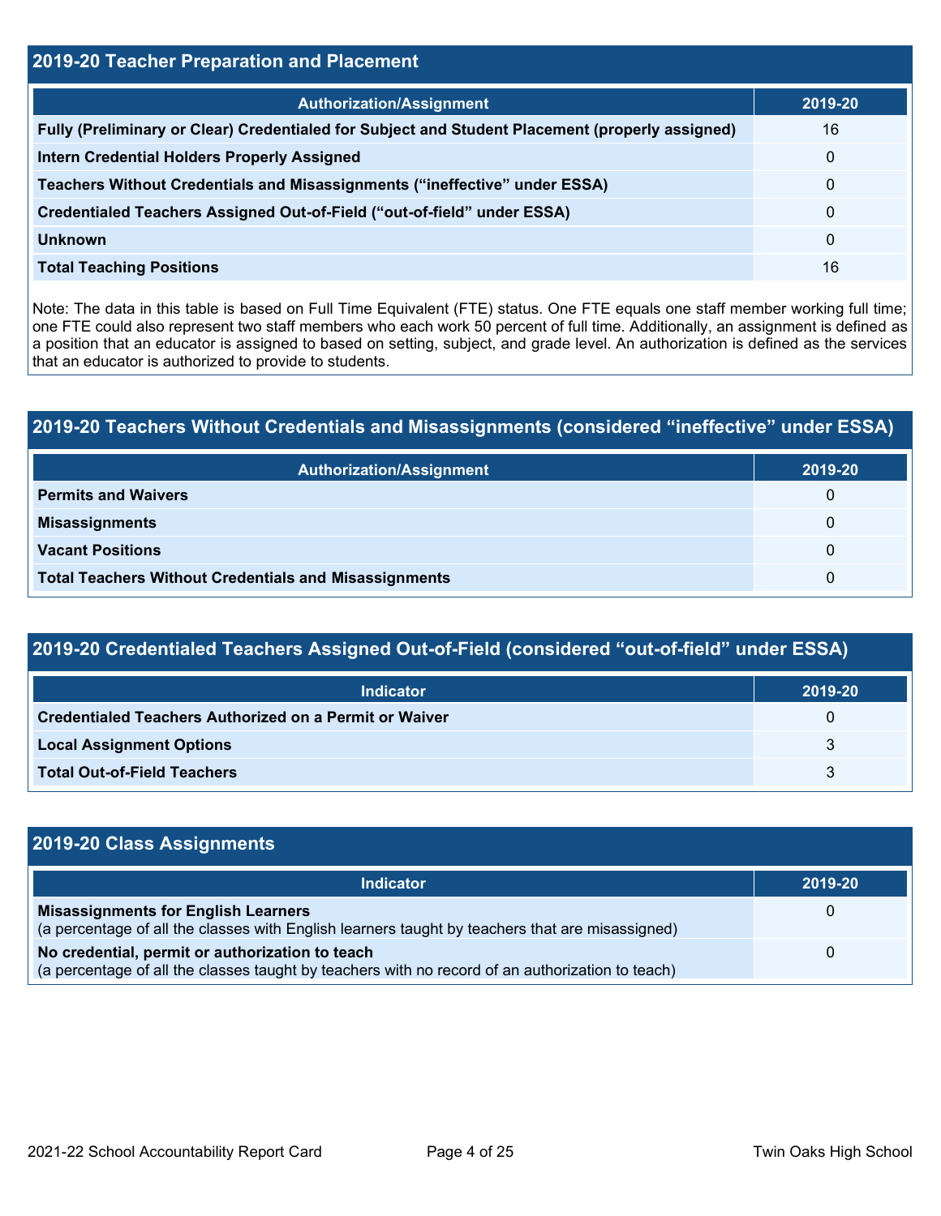## 2019-20 Teacher Preparation and Placement

| Authorization/Assignment | 2019-20 |
| --- | --- |
| Fully (Preliminary or Clear) Credentialed for Subject and Student Placement (properly assigned) | 16 |
| Intern Credential Holders Properly Assigned | 0 |
| Teachers Without Credentials and Misassignments (“ineffective” under ESSA) | 0 |
| Credentialed Teachers Assigned Out-of-Field (“out-of-field” under ESSA) | 0 |
| Unknown | 0 |
| Total Teaching Positions | 16 |

Note: The data in this table is based on Full Time Equivalent (FTE) status. One FTE equals one staff member working full time; one FTE could also represent two staff members who each work 50 percent of full time. Additionally, an assignment is defined as a position that an educator is assigned to based on setting, subject, and grade level. An authorization is defined as the services that an educator is authorized to provide to students.

## 2019-20 Teachers Without Credentials and Misassignments (considered “ineffective” under ESSA)

| Authorization/Assignment | 2019-20 |
| --- | --- |
| Permits and Waivers | 0 |
| Misassignments | 0 |
| Vacant Positions | 0 |
| Total Teachers Without Credentials and Misassignments | 0 |

## 2019-20 Credentialed Teachers Assigned Out-of-Field (considered “out-of-field” under ESSA)

| Indicator | 2019-20 |
| --- | --- |
| Credentialed Teachers Authorized on a Permit or Waiver | 0 |
| Local Assignment Options | 3 |
| Total Out-of-Field Teachers | 3 |

## 2019-20 Class Assignments

| Indicator | 2019-20 |
| --- | --- |
| **Misassignments for English Learners**<br>(a percentage of all the classes with English learners taught by teachers that are misassigned) | 0 |
| **No credential, permit or authorization to teach**<br>(a percentage of all the classes taught by teachers with no record of an authorization to teach) | 0 |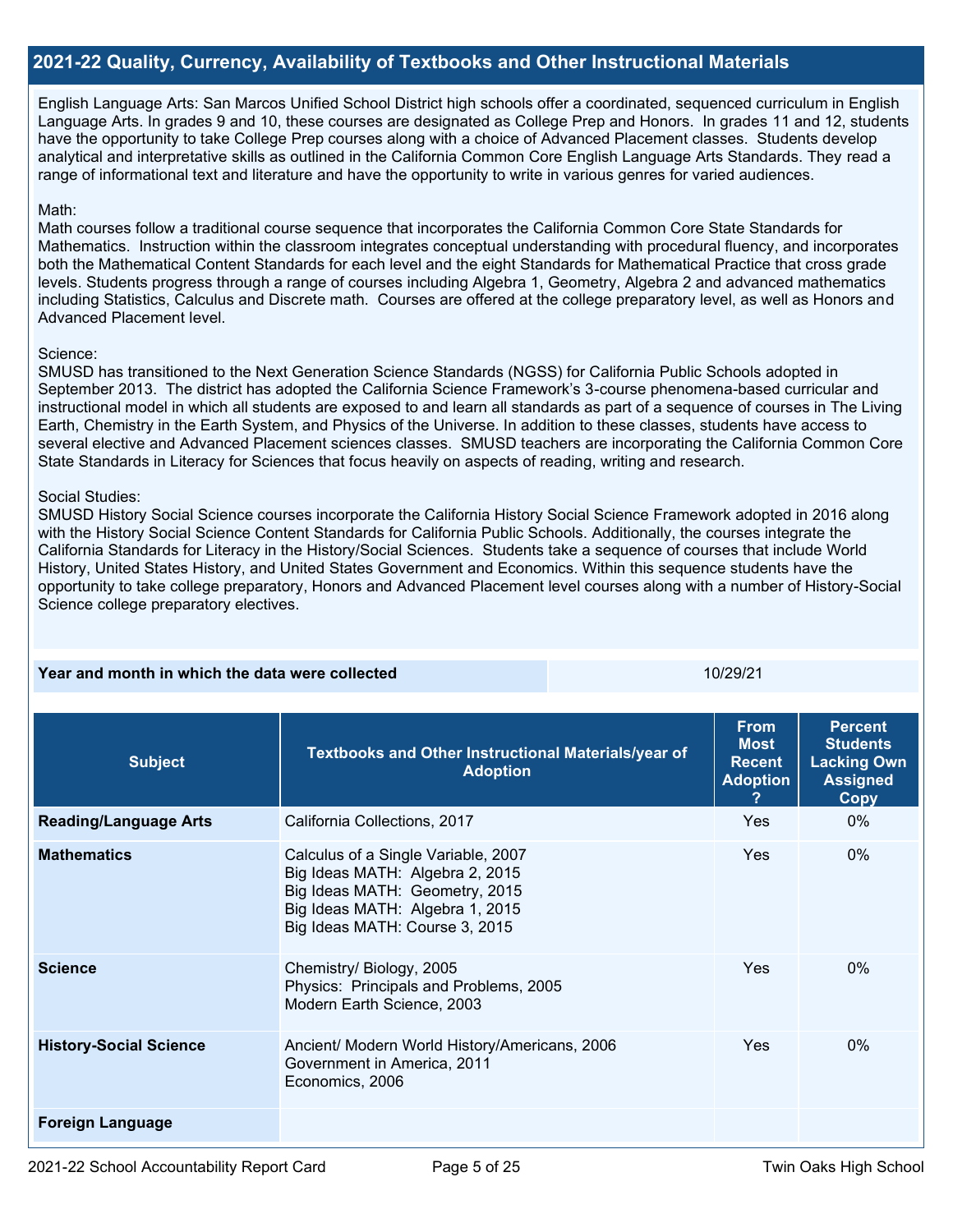## 2021-22 Quality, Currency, Availability of Textbooks and Other Instructional Materials

English Language Arts: San Marcos Unified School District high schools offer a coordinated, sequenced curriculum in English Language Arts. In grades 9 and 10, these courses are designated as College Prep and Honors. In grades 11 and 12, students have the opportunity to take College Prep courses along with a choice of Advanced Placement classes. Students develop analytical and interpretative skills as outlined in the California Common Core English Language Arts Standards. They read a range of informational text and literature and have the opportunity to write in various genres for varied audiences.

Math:
Math courses follow a traditional course sequence that incorporates the California Common Core State Standards for Mathematics. Instruction within the classroom integrates conceptual understanding with procedural fluency, and incorporates both the Mathematical Content Standards for each level and the eight Standards for Mathematical Practice that cross grade levels. Students progress through a range of courses including Algebra 1, Geometry, Algebra 2 and advanced mathematics including Statistics, Calculus and Discrete math. Courses are offered at the college preparatory level, as well as Honors and Advanced Placement level.

Science:
SMUSD has transitioned to the Next Generation Science Standards (NGSS) for California Public Schools adopted in September 2013. The district has adopted the California Science Framework's 3-course phenomena-based curricular and instructional model in which all students are exposed to and learn all standards as part of a sequence of courses in The Living Earth, Chemistry in the Earth System, and Physics of the Universe. In addition to these classes, students have access to several elective and Advanced Placement sciences classes. SMUSD teachers are incorporating the California Common Core State Standards in Literacy for Sciences that focus heavily on aspects of reading, writing and research.

Social Studies:
SMUSD History Social Science courses incorporate the California History Social Science Framework adopted in 2016 along with the History Social Science Content Standards for California Public Schools. Additionally, the courses integrate the California Standards for Literacy in the History/Social Sciences. Students take a sequence of courses that include World History, United States History, and United States Government and Economics. Within this sequence students have the opportunity to take college preparatory, Honors and Advanced Placement level courses along with a number of History-Social Science college preparatory electives.

| Year and month in which the data were collected | 10/29/21 |
|---|---|

| Subject | Textbooks and Other Instructional Materials/year of Adoption | From Most Recent Adoption ? | Percent Students Lacking Own Assigned Copy |
|---|---|---|---|
| **Reading/Language Arts** | California Collections, 2017 | Yes | 0% |
| **Mathematics** | Calculus of a Single Variable, 2007<br>Big Ideas MATH: Algebra 2, 2015<br>Big Ideas MATH: Geometry, 2015<br>Big Ideas MATH: Algebra 1, 2015<br>Big Ideas MATH: Course 3, 2015 | Yes | 0% |
| **Science** | Chemistry/ Biology, 2005<br>Physics: Principals and Problems, 2005<br>Modern Earth Science, 2003 | Yes | 0% |
| **History-Social Science** | Ancient/ Modern World History/Americans, 2006<br>Government in America, 2011<br>Economics, 2006 | Yes | 0% |
| **Foreign Language** | | | |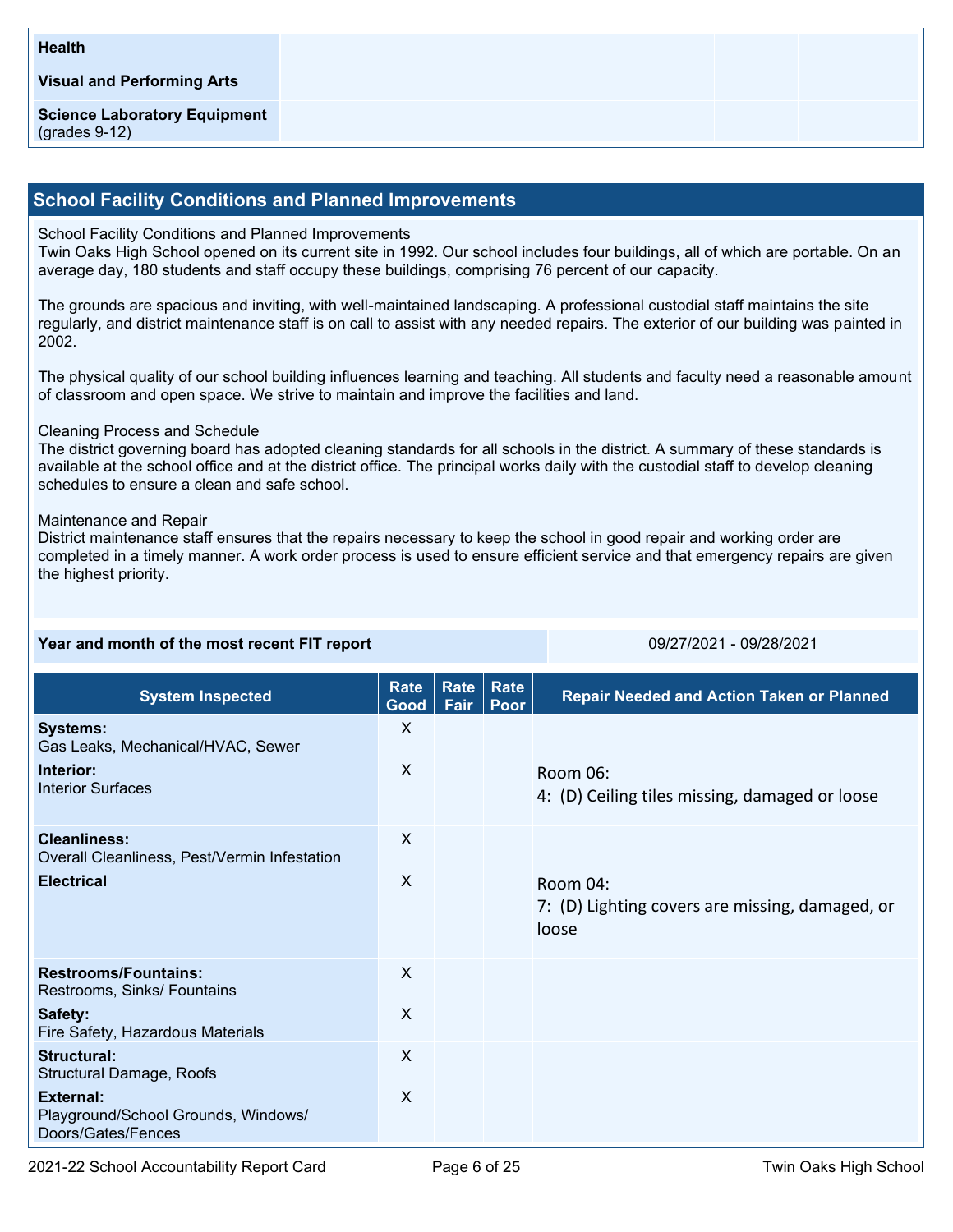| | | | |
|---|---|---|---|
| **Health** | | | |
| **Visual and Performing Arts** | | | |
| **Science Laboratory Equipment** (grades 9-12) | | | |

## School Facility Conditions and Planned Improvements

School Facility Conditions and Planned Improvements
Twin Oaks High School opened on its current site in 1992. Our school includes four buildings, all of which are portable. On an average day, 180 students and staff occupy these buildings, comprising 76 percent of our capacity.

The grounds are spacious and inviting, with well-maintained landscaping. A professional custodial staff maintains the site regularly, and district maintenance staff is on call to assist with any needed repairs. The exterior of our building was painted in 2002.

The physical quality of our school building influences learning and teaching. All students and faculty need a reasonable amount of classroom and open space. We strive to maintain and improve the facilities and land.

Cleaning Process and Schedule
The district governing board has adopted cleaning standards for all schools in the district. A summary of these standards is available at the school office and at the district office. The principal works daily with the custodial staff to develop cleaning schedules to ensure a clean and safe school.

Maintenance and Repair
District maintenance staff ensures that the repairs necessary to keep the school in good repair and working order are completed in a timely manner. A work order process is used to ensure efficient service and that emergency repairs are given the highest priority.

| **Year and month of the most recent FIT report** | 09/27/2021 - 09/28/2021 |
|---|---|

| System Inspected | Rate Good | Rate Fair | Rate Poor | Repair Needed and Action Taken or Planned |
|---|---|---|---|---|
| **Systems:** Gas Leaks, Mechanical/HVAC, Sewer | X | | | |
| **Interior:** Interior Surfaces | X | | | Room 06: 4: (D) Ceiling tiles missing, damaged or loose |
| **Cleanliness:** Overall Cleanliness, Pest/Vermin Infestation | X | | | |
| **Electrical** | X | | | Room 04: 7: (D) Lighting covers are missing, damaged, or loose |
| **Restrooms/Fountains:** Restrooms, Sinks/ Fountains | X | | | |
| **Safety:** Fire Safety, Hazardous Materials | X | | | |
| **Structural:** Structural Damage, Roofs | X | | | |
| **External:** Playground/School Grounds, Windows/ Doors/Gates/Fences | X | | | |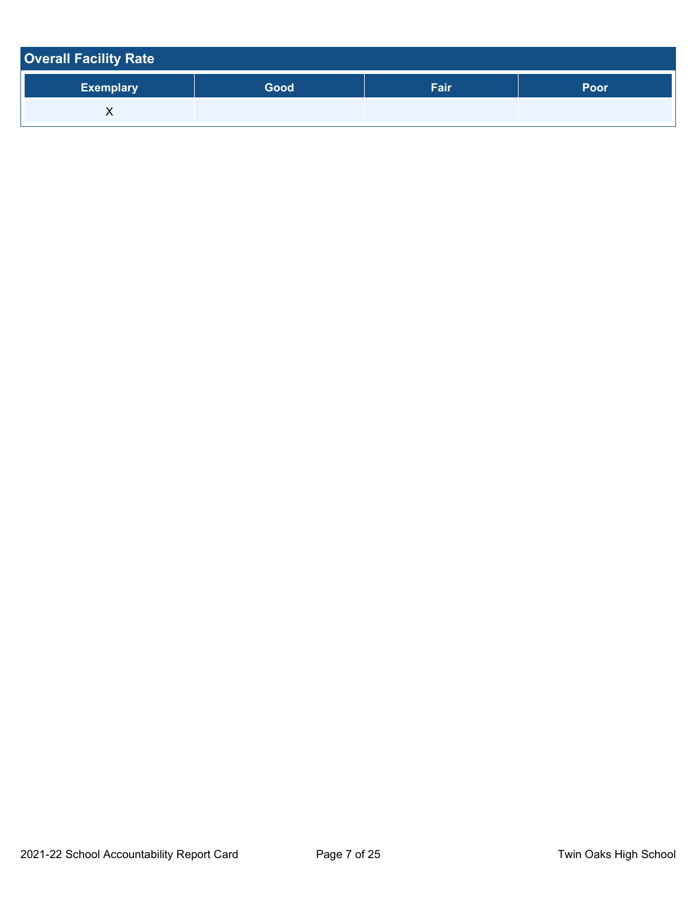| Overall Facility Rate | | | |
|---|---|---|---|
| **Exemplary** | **Good** | **Fair** | **Poor** |
| X | | | |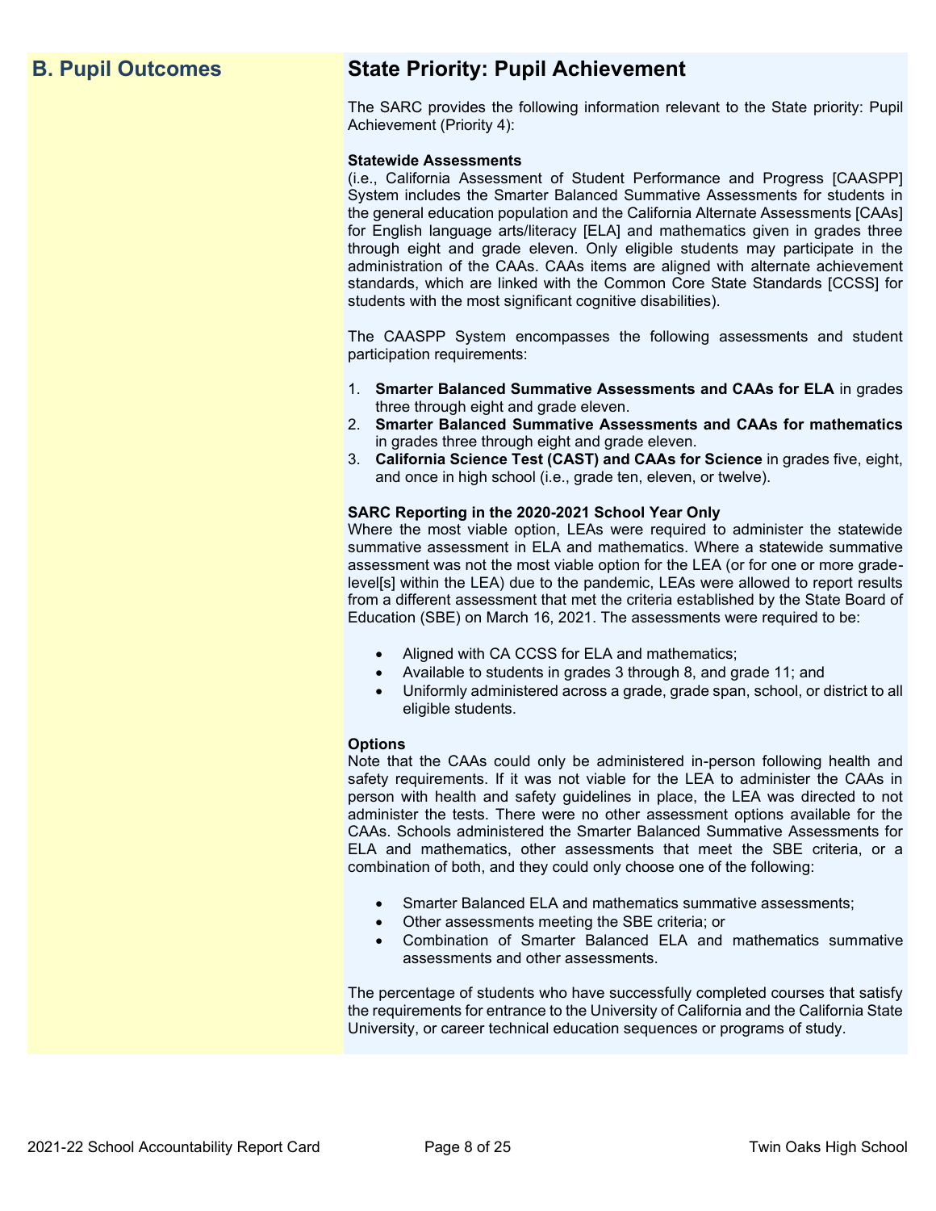## B. Pupil Outcomes

## State Priority: Pupil Achievement

The SARC provides the following information relevant to the State priority: Pupil Achievement (Priority 4):

**Statewide Assessments**
(i.e., California Assessment of Student Performance and Progress [CAASPP] System includes the Smarter Balanced Summative Assessments for students in the general education population and the California Alternate Assessments [CAAs] for English language arts/literacy [ELA] and mathematics given in grades three through eight and grade eleven. Only eligible students may participate in the administration of the CAAs. CAAs items are aligned with alternate achievement standards, which are linked with the Common Core State Standards [CCSS] for students with the most significant cognitive disabilities).

The CAASPP System encompasses the following assessments and student participation requirements:

1. **Smarter Balanced Summative Assessments and CAAs for ELA** in grades three through eight and grade eleven.
2. **Smarter Balanced Summative Assessments and CAAs for mathematics** in grades three through eight and grade eleven.
3. **California Science Test (CAST) and CAAs for Science** in grades five, eight, and once in high school (i.e., grade ten, eleven, or twelve).

**SARC Reporting in the 2020-2021 School Year Only**
Where the most viable option, LEAs were required to administer the statewide summative assessment in ELA and mathematics. Where a statewide summative assessment was not the most viable option for the LEA (or for one or more grade-level[s] within the LEA) due to the pandemic, LEAs were allowed to report results from a different assessment that met the criteria established by the State Board of Education (SBE) on March 16, 2021. The assessments were required to be:

- Aligned with CA CCSS for ELA and mathematics;
- Available to students in grades 3 through 8, and grade 11; and
- Uniformly administered across a grade, grade span, school, or district to all eligible students.

**Options**
Note that the CAAs could only be administered in-person following health and safety requirements. If it was not viable for the LEA to administer the CAAs in person with health and safety guidelines in place, the LEA was directed to not administer the tests. There were no other assessment options available for the CAAs. Schools administered the Smarter Balanced Summative Assessments for ELA and mathematics, other assessments that meet the SBE criteria, or a combination of both, and they could only choose one of the following:

- Smarter Balanced ELA and mathematics summative assessments;
- Other assessments meeting the SBE criteria; or
- Combination of Smarter Balanced ELA and mathematics summative assessments and other assessments.

The percentage of students who have successfully completed courses that satisfy the requirements for entrance to the University of California and the California State University, or career technical education sequences or programs of study.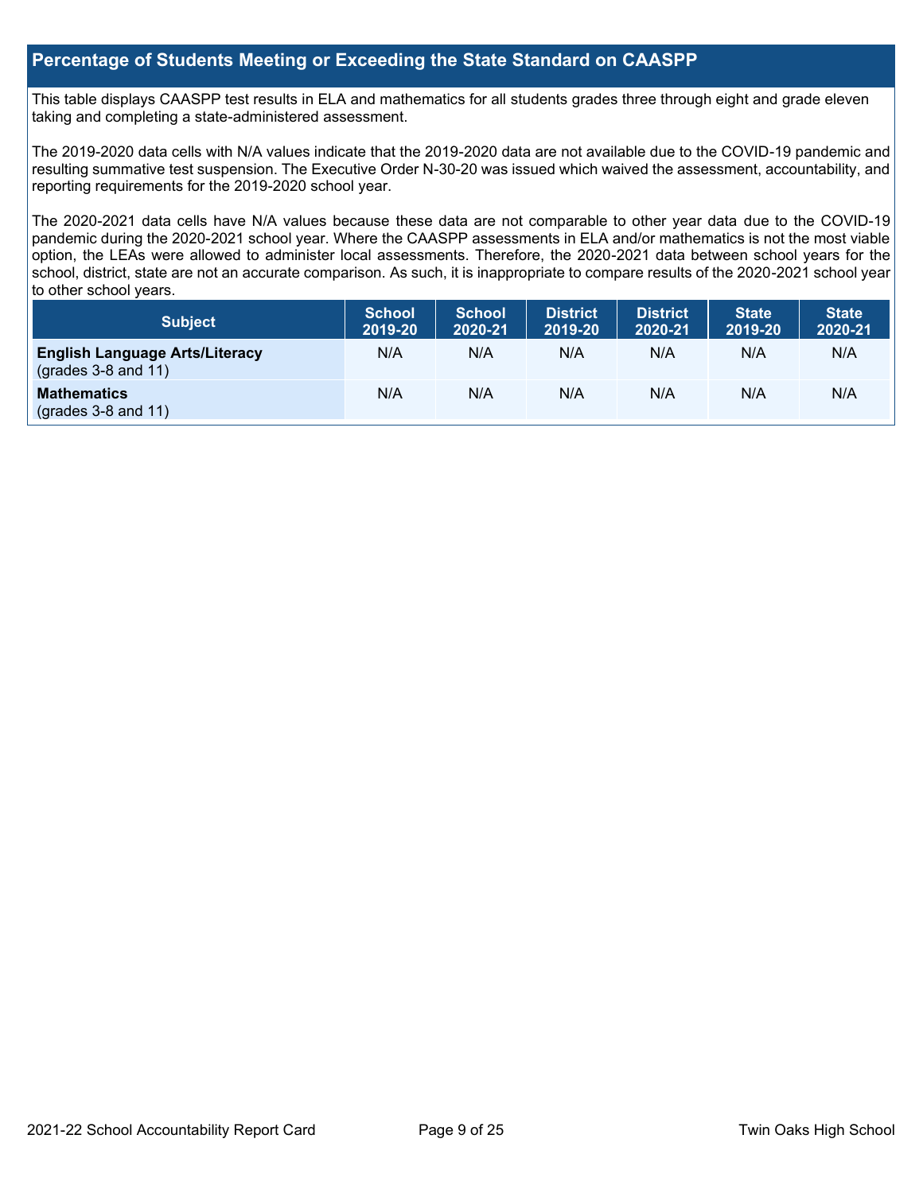## Percentage of Students Meeting or Exceeding the State Standard on CAASPP

This table displays CAASPP test results in ELA and mathematics for all students grades three through eight and grade eleven taking and completing a state-administered assessment.

The 2019-2020 data cells with N/A values indicate that the 2019-2020 data are not available due to the COVID-19 pandemic and resulting summative test suspension. The Executive Order N-30-20 was issued which waived the assessment, accountability, and reporting requirements for the 2019-2020 school year.

The 2020-2021 data cells have N/A values because these data are not comparable to other year data due to the COVID-19 pandemic during the 2020-2021 school year. Where the CAASPP assessments in ELA and/or mathematics is not the most viable option, the LEAs were allowed to administer local assessments. Therefore, the 2020-2021 data between school years for the school, district, state are not an accurate comparison. As such, it is inappropriate to compare results of the 2020-2021 school year to other school years.

| Subject | School 2019-20 | School 2020-21 | District 2019-20 | District 2020-21 | State 2019-20 | State 2020-21 |
|---|---|---|---|---|---|---|
| **English Language Arts/Literacy** (grades 3-8 and 11) | N/A | N/A | N/A | N/A | N/A | N/A |
| **Mathematics** (grades 3-8 and 11) | N/A | N/A | N/A | N/A | N/A | N/A |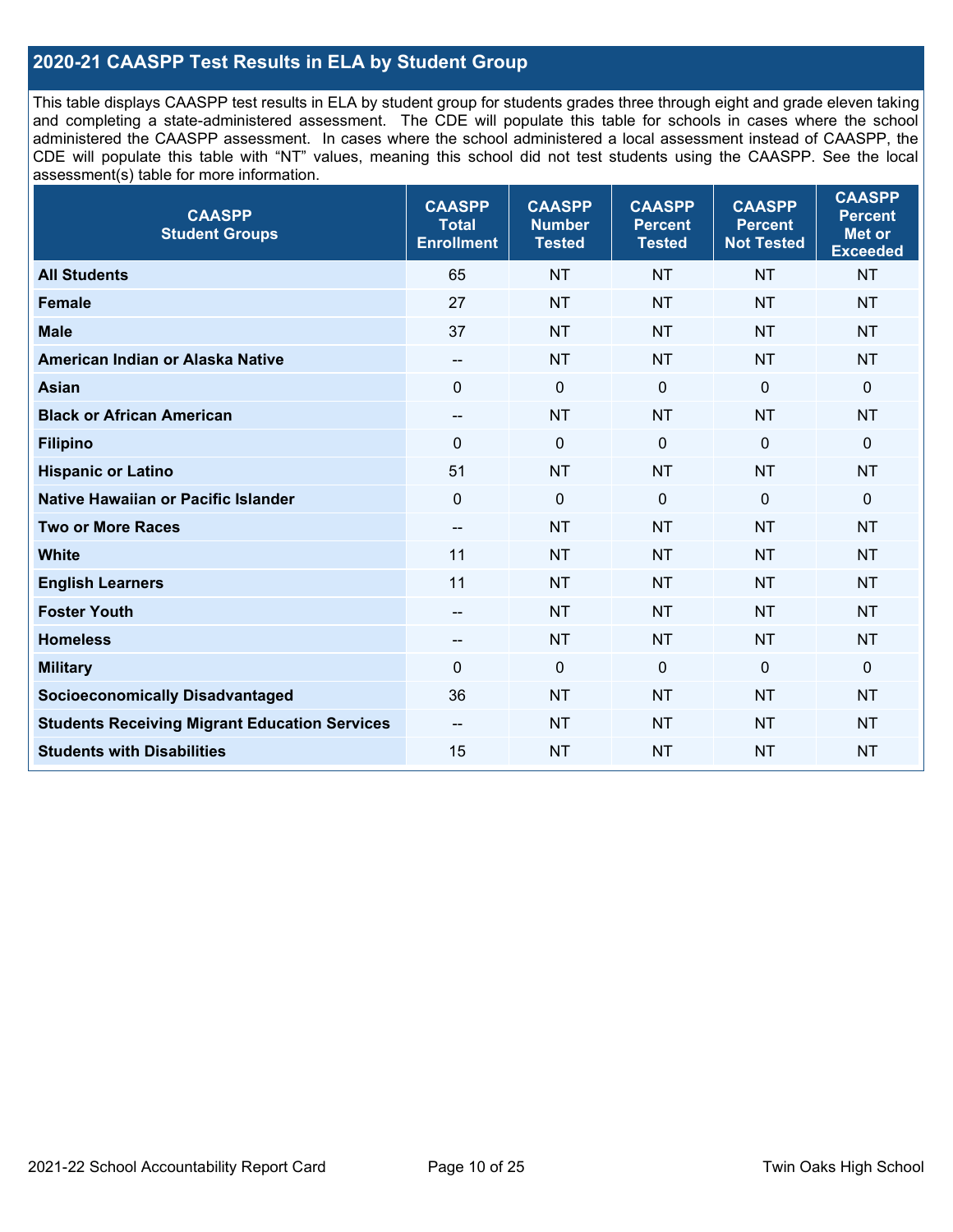## 2020-21 CAASPP Test Results in ELA by Student Group

This table displays CAASPP test results in ELA by student group for students grades three through eight and grade eleven taking and completing a state-administered assessment. The CDE will populate this table for schools in cases where the school administered the CAASPP assessment. In cases where the school administered a local assessment instead of CAASPP, the CDE will populate this table with "NT" values, meaning this school did not test students using the CAASPP. See the local assessment(s) table for more information.

| CAASPP Student Groups | CAASPP Total Enrollment | CAASPP Number Tested | CAASPP Percent Tested | CAASPP Percent Not Tested | CAASPP Percent Met or Exceeded |
|---|---|---|---|---|---|
| **All Students** | 65 | NT | NT | NT | NT |
| **Female** | 27 | NT | NT | NT | NT |
| **Male** | 37 | NT | NT | NT | NT |
| **American Indian or Alaska Native** | -- | NT | NT | NT | NT |
| **Asian** | 0 | 0 | 0 | 0 | 0 |
| **Black or African American** | -- | NT | NT | NT | NT |
| **Filipino** | 0 | 0 | 0 | 0 | 0 |
| **Hispanic or Latino** | 51 | NT | NT | NT | NT |
| **Native Hawaiian or Pacific Islander** | 0 | 0 | 0 | 0 | 0 |
| **Two or More Races** | -- | NT | NT | NT | NT |
| **White** | 11 | NT | NT | NT | NT |
| **English Learners** | 11 | NT | NT | NT | NT |
| **Foster Youth** | -- | NT | NT | NT | NT |
| **Homeless** | -- | NT | NT | NT | NT |
| **Military** | 0 | 0 | 0 | 0 | 0 |
| **Socioeconomically Disadvantaged** | 36 | NT | NT | NT | NT |
| **Students Receiving Migrant Education Services** | -- | NT | NT | NT | NT |
| **Students with Disabilities** | 15 | NT | NT | NT | NT |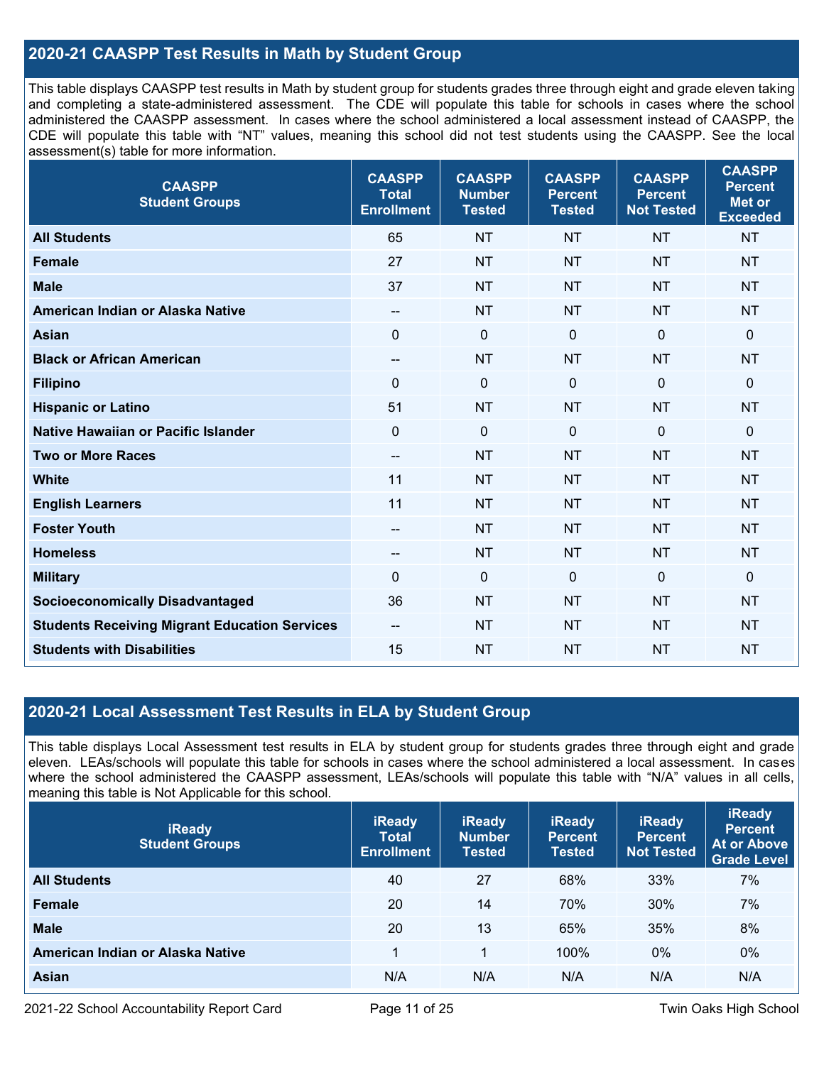## 2020-21 CAASPP Test Results in Math by Student Group

This table displays CAASPP test results in Math by student group for students grades three through eight and grade eleven taking and completing a state-administered assessment. The CDE will populate this table for schools in cases where the school administered the CAASPP assessment. In cases where the school administered a local assessment instead of CAASPP, the CDE will populate this table with "NT" values, meaning this school did not test students using the CAASPP. See the local assessment(s) table for more information.

| CAASPP Student Groups | CAASPP Total Enrollment | CAASPP Number Tested | CAASPP Percent Tested | CAASPP Percent Not Tested | CAASPP Percent Met or Exceeded |
|---|---|---|---|---|---|
| **All Students** | 65 | NT | NT | NT | NT |
| **Female** | 27 | NT | NT | NT | NT |
| **Male** | 37 | NT | NT | NT | NT |
| **American Indian or Alaska Native** | -- | NT | NT | NT | NT |
| **Asian** | 0 | 0 | 0 | 0 | 0 |
| **Black or African American** | -- | NT | NT | NT | NT |
| **Filipino** | 0 | 0 | 0 | 0 | 0 |
| **Hispanic or Latino** | 51 | NT | NT | NT | NT |
| **Native Hawaiian or Pacific Islander** | 0 | 0 | 0 | 0 | 0 |
| **Two or More Races** | -- | NT | NT | NT | NT |
| **White** | 11 | NT | NT | NT | NT |
| **English Learners** | 11 | NT | NT | NT | NT |
| **Foster Youth** | -- | NT | NT | NT | NT |
| **Homeless** | -- | NT | NT | NT | NT |
| **Military** | 0 | 0 | 0 | 0 | 0 |
| **Socioeconomically Disadvantaged** | 36 | NT | NT | NT | NT |
| **Students Receiving Migrant Education Services** | -- | NT | NT | NT | NT |
| **Students with Disabilities** | 15 | NT | NT | NT | NT |

## 2020-21 Local Assessment Test Results in ELA by Student Group

This table displays Local Assessment test results in ELA by student group for students grades three through eight and grade eleven. LEAs/schools will populate this table for schools in cases where the school administered a local assessment. In cases where the school administered the CAASPP assessment, LEAs/schools will populate this table with "N/A" values in all cells, meaning this table is Not Applicable for this school.

| iReady Student Groups | iReady Total Enrollment | iReady Number Tested | iReady Percent Tested | iReady Percent Not Tested | iReady Percent At or Above Grade Level |
|---|---|---|---|---|---|
| **All Students** | 40 | 27 | 68% | 33% | 7% |
| **Female** | 20 | 14 | 70% | 30% | 7% |
| **Male** | 20 | 13 | 65% | 35% | 8% |
| **American Indian or Alaska Native** | 1 | 1 | 100% | 0% | 0% |
| **Asian** | N/A | N/A | N/A | N/A | N/A |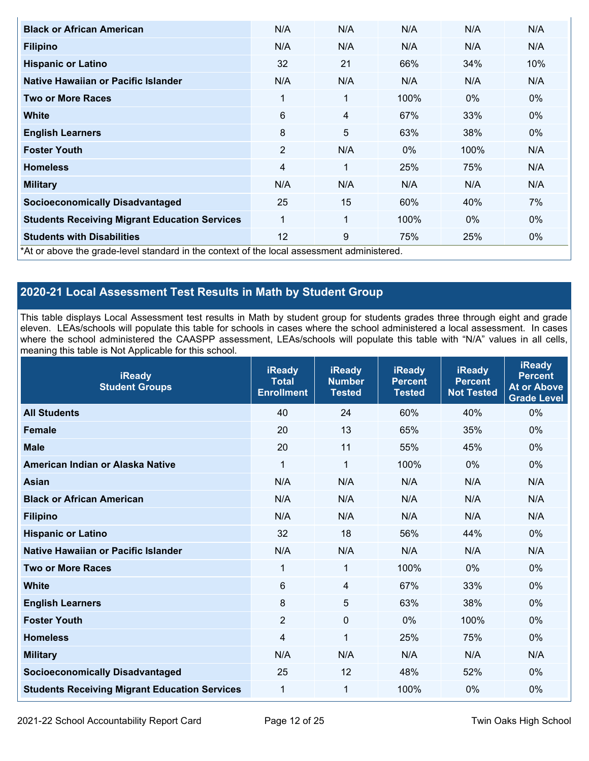| | | | | | |
|---|---|---|---|---|---|
| **Black or African American** | N/A | N/A | N/A | N/A | N/A |
| **Filipino** | N/A | N/A | N/A | N/A | N/A |
| **Hispanic or Latino** | 32 | 21 | 66% | 34% | 10% |
| **Native Hawaiian or Pacific Islander** | N/A | N/A | N/A | N/A | N/A |
| **Two or More Races** | 1 | 1 | 100% | 0% | 0% |
| **White** | 6 | 4 | 67% | 33% | 0% |
| **English Learners** | 8 | 5 | 63% | 38% | 0% |
| **Foster Youth** | 2 | N/A | 0% | 100% | N/A |
| **Homeless** | 4 | 1 | 25% | 75% | N/A |
| **Military** | N/A | N/A | N/A | N/A | N/A |
| **Socioeconomically Disadvantaged** | 25 | 15 | 60% | 40% | 7% |
| **Students Receiving Migrant Education Services** | 1 | 1 | 100% | 0% | 0% |
| **Students with Disabilities** | 12 | 9 | 75% | 25% | 0% |

*At or above the grade-level standard in the context of the local assessment administered.

## 2020-21 Local Assessment Test Results in Math by Student Group

This table displays Local Assessment test results in Math by student group for students grades three through eight and grade eleven. LEAs/schools will populate this table for schools in cases where the school administered a local assessment. In cases where the school administered the CAASPP assessment, LEAs/schools will populate this table with "N/A" values in all cells, meaning this table is Not Applicable for this school.

| iReady Student Groups | iReady Total Enrollment | iReady Number Tested | iReady Percent Tested | iReady Percent Not Tested | iReady Percent At or Above Grade Level |
|---|---|---|---|---|---|
| **All Students** | 40 | 24 | 60% | 40% | 0% |
| **Female** | 20 | 13 | 65% | 35% | 0% |
| **Male** | 20 | 11 | 55% | 45% | 0% |
| **American Indian or Alaska Native** | 1 | 1 | 100% | 0% | 0% |
| **Asian** | N/A | N/A | N/A | N/A | N/A |
| **Black or African American** | N/A | N/A | N/A | N/A | N/A |
| **Filipino** | N/A | N/A | N/A | N/A | N/A |
| **Hispanic or Latino** | 32 | 18 | 56% | 44% | 0% |
| **Native Hawaiian or Pacific Islander** | N/A | N/A | N/A | N/A | N/A |
| **Two or More Races** | 1 | 1 | 100% | 0% | 0% |
| **White** | 6 | 4 | 67% | 33% | 0% |
| **English Learners** | 8 | 5 | 63% | 38% | 0% |
| **Foster Youth** | 2 | 0 | 0% | 100% | 0% |
| **Homeless** | 4 | 1 | 25% | 75% | 0% |
| **Military** | N/A | N/A | N/A | N/A | N/A |
| **Socioeconomically Disadvantaged** | 25 | 12 | 48% | 52% | 0% |
| **Students Receiving Migrant Education Services** | 1 | 1 | 100% | 0% | 0% |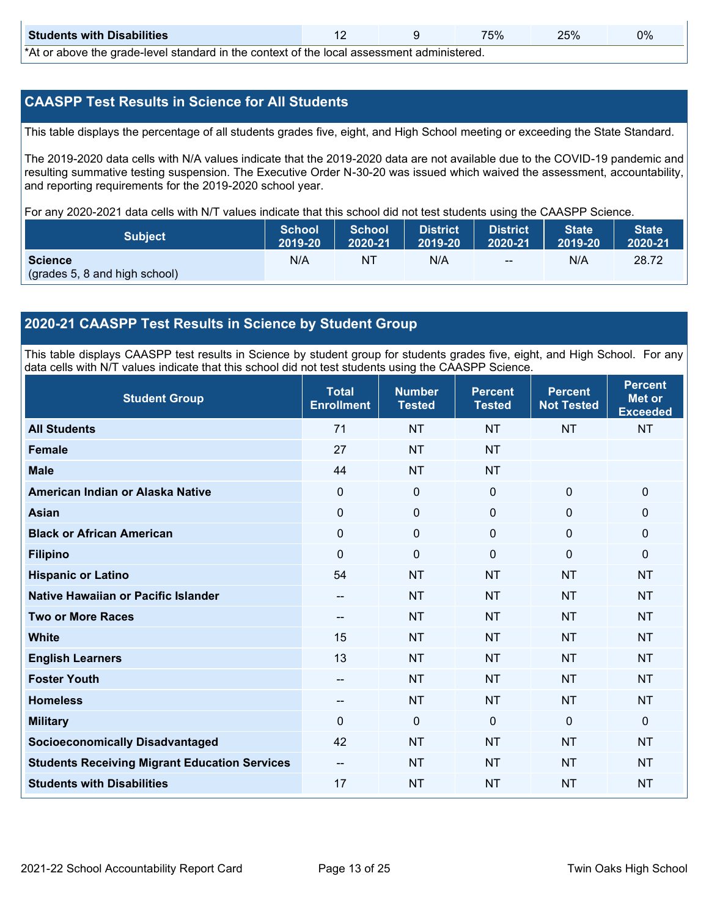| Students with Disabilities | 12 | 9 | 75% | 25% | 0% |
|---|---|---|---|---|---|

*At or above the grade-level standard in the context of the local assessment administered.

## CAASPP Test Results in Science for All Students

This table displays the percentage of all students grades five, eight, and High School meeting or exceeding the State Standard.

The 2019-2020 data cells with N/A values indicate that the 2019-2020 data are not available due to the COVID-19 pandemic and resulting summative testing suspension. The Executive Order N-30-20 was issued which waived the assessment, accountability, and reporting requirements for the 2019-2020 school year.

For any 2020-2021 data cells with N/T values indicate that this school did not test students using the CAASPP Science.

| Subject | School 2019-20 | School 2020-21 | District 2019-20 | District 2020-21 | State 2019-20 | State 2020-21 |
|---|---|---|---|---|---|---|
| Science (grades 5, 8 and high school) | N/A | NT | N/A | -- | N/A | 28.72 |

## 2020-21 CAASPP Test Results in Science by Student Group

This table displays CAASPP test results in Science by student group for students grades five, eight, and High School. For any data cells with N/T values indicate that this school did not test students using the CAASPP Science.

| Student Group | Total Enrollment | Number Tested | Percent Tested | Percent Not Tested | Percent Met or Exceeded |
|---|---|---|---|---|---|
| All Students | 71 | NT | NT | NT | NT |
| Female | 27 | NT | NT | | |
| Male | 44 | NT | NT | | |
| American Indian or Alaska Native | 0 | 0 | 0 | 0 | 0 |
| Asian | 0 | 0 | 0 | 0 | 0 |
| Black or African American | 0 | 0 | 0 | 0 | 0 |
| Filipino | 0 | 0 | 0 | 0 | 0 |
| Hispanic or Latino | 54 | NT | NT | NT | NT |
| Native Hawaiian or Pacific Islander | -- | NT | NT | NT | NT |
| Two or More Races | -- | NT | NT | NT | NT |
| White | 15 | NT | NT | NT | NT |
| English Learners | 13 | NT | NT | NT | NT |
| Foster Youth | -- | NT | NT | NT | NT |
| Homeless | -- | NT | NT | NT | NT |
| Military | 0 | 0 | 0 | 0 | 0 |
| Socioeconomically Disadvantaged | 42 | NT | NT | NT | NT |
| Students Receiving Migrant Education Services | -- | NT | NT | NT | NT |
| Students with Disabilities | 17 | NT | NT | NT | NT |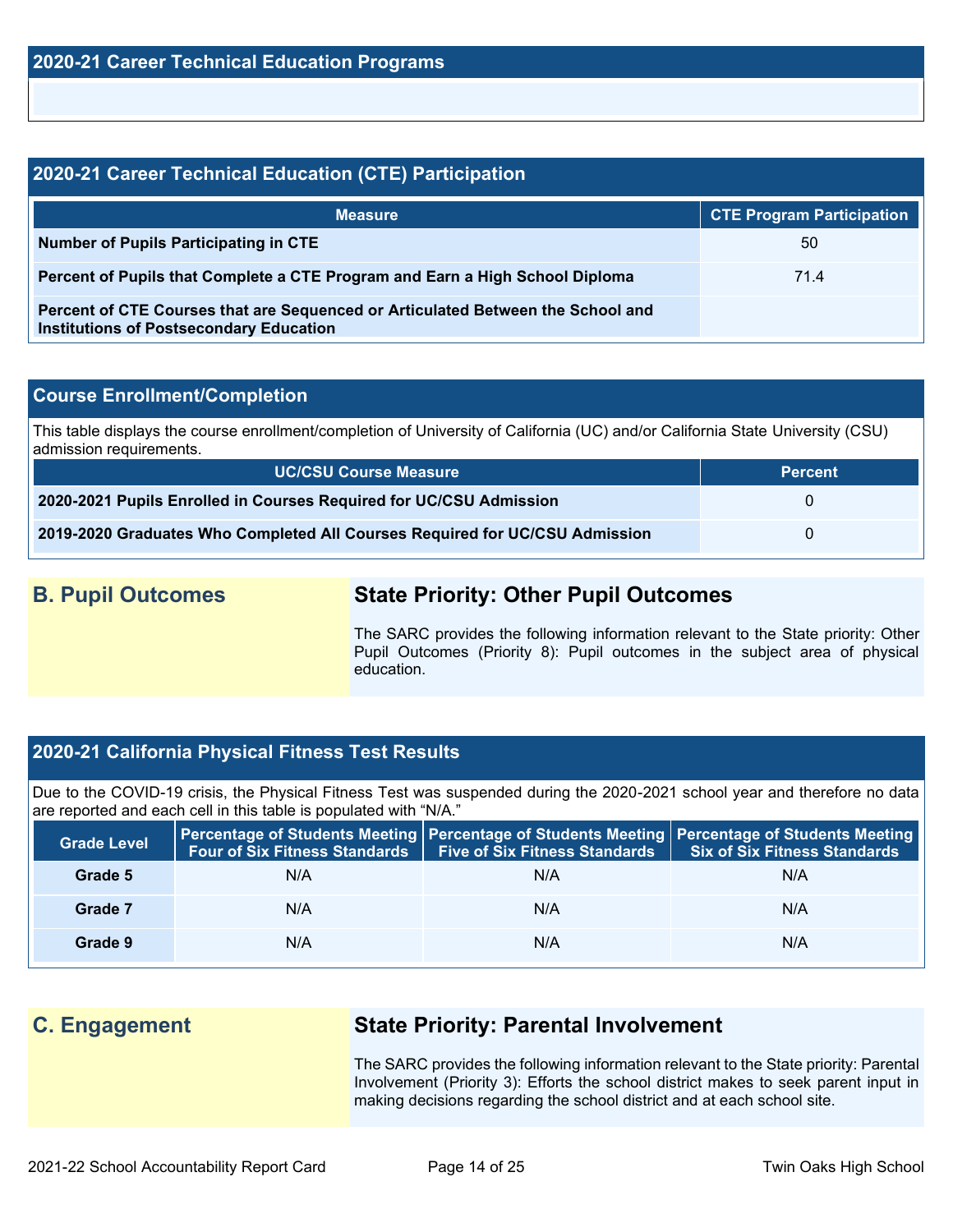## 2020-21 Career Technical Education Programs

## 2020-21 Career Technical Education (CTE) Participation

| Measure | CTE Program Participation |
| --- | --- |
| **Number of Pupils Participating in CTE** | 50 |
| **Percent of Pupils that Complete a CTE Program and Earn a High School Diploma** | 71.4 |
| **Percent of CTE Courses that are Sequenced or Articulated Between the School and Institutions of Postsecondary Education** | |

## Course Enrollment/Completion

This table displays the course enrollment/completion of University of California (UC) and/or California State University (CSU) admission requirements.

| UC/CSU Course Measure | Percent |
| --- | --- |
| **2020-2021 Pupils Enrolled in Courses Required for UC/CSU Admission** | 0 |
| **2019-2020 Graduates Who Completed All Courses Required for UC/CSU Admission** | 0 |

## B. Pupil Outcomes

### State Priority: Other Pupil Outcomes

The SARC provides the following information relevant to the State priority: Other Pupil Outcomes (Priority 8): Pupil outcomes in the subject area of physical education.

## 2020-21 California Physical Fitness Test Results

Due to the COVID-19 crisis, the Physical Fitness Test was suspended during the 2020-2021 school year and therefore no data are reported and each cell in this table is populated with "N/A."

| Grade Level | Percentage of Students Meeting Four of Six Fitness Standards | Percentage of Students Meeting Five of Six Fitness Standards | Percentage of Students Meeting Six of Six Fitness Standards |
| --- | --- | --- | --- |
| **Grade 5** | N/A | N/A | N/A |
| **Grade 7** | N/A | N/A | N/A |
| **Grade 9** | N/A | N/A | N/A |

## C. Engagement

### State Priority: Parental Involvement

The SARC provides the following information relevant to the State priority: Parental Involvement (Priority 3): Efforts the school district makes to seek parent input in making decisions regarding the school district and at each school site.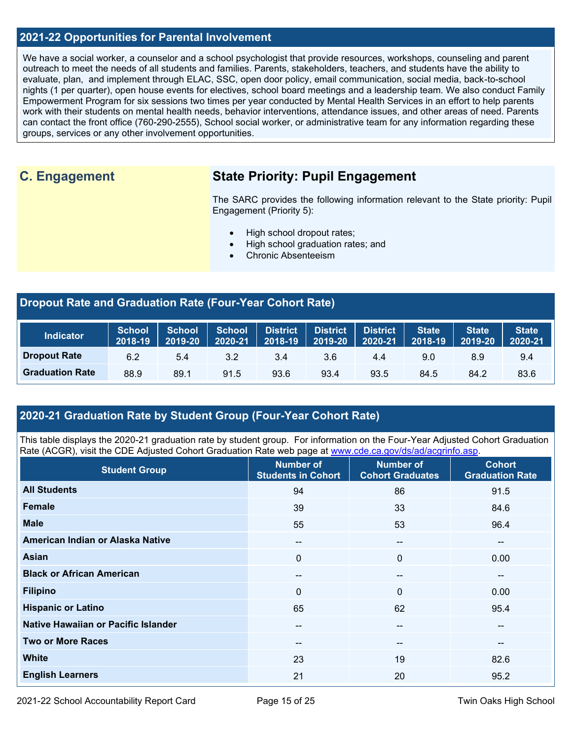## 2021-22 Opportunities for Parental Involvement

We have a social worker, a counselor and a school psychologist that provide resources, workshops, counseling and parent outreach to meet the needs of all students and families. Parents, stakeholders, teachers, and students have the ability to evaluate, plan, and implement through ELAC, SSC, open door policy, email communication, social media, back-to-school nights (1 per quarter), open house events for electives, school board meetings and a leadership team. We also conduct Family Empowerment Program for six sessions two times per year conducted by Mental Health Services in an effort to help parents work with their students on mental health needs, behavior interventions, attendance issues, and other areas of need. Parents can contact the front office (760-290-2555), School social worker, or administrative team for any information regarding these groups, services or any other involvement opportunities.

## C. Engagement

### State Priority: Pupil Engagement

The SARC provides the following information relevant to the State priority: Pupil Engagement (Priority 5):

- High school dropout rates;
- High school graduation rates; and
- Chronic Absenteeism

## Dropout Rate and Graduation Rate (Four-Year Cohort Rate)

| Indicator | School 2018-19 | School 2019-20 | School 2020-21 | District 2018-19 | District 2019-20 | District 2020-21 | State 2018-19 | State 2019-20 | State 2020-21 |
|---|---|---|---|---|---|---|---|---|---|
| Dropout Rate | 6.2 | 5.4 | 3.2 | 3.4 | 3.6 | 4.4 | 9.0 | 8.9 | 9.4 |
| Graduation Rate | 88.9 | 89.1 | 91.5 | 93.6 | 93.4 | 93.5 | 84.5 | 84.2 | 83.6 |

## 2020-21 Graduation Rate by Student Group (Four-Year Cohort Rate)

This table displays the 2020-21 graduation rate by student group. For information on the Four-Year Adjusted Cohort Graduation Rate (ACGR), visit the CDE Adjusted Cohort Graduation Rate web page at www.cde.ca.gov/ds/ad/acgrinfo.asp.

| Student Group | Number of Students in Cohort | Number of Cohort Graduates | Cohort Graduation Rate |
|---|---|---|---|
| All Students | 94 | 86 | 91.5 |
| Female | 39 | 33 | 84.6 |
| Male | 55 | 53 | 96.4 |
| American Indian or Alaska Native | -- | -- | -- |
| Asian | 0 | 0 | 0.00 |
| Black or African American | -- | -- | -- |
| Filipino | 0 | 0 | 0.00 |
| Hispanic or Latino | 65 | 62 | 95.4 |
| Native Hawaiian or Pacific Islander | -- | -- | -- |
| Two or More Races | -- | -- | -- |
| White | 23 | 19 | 82.6 |
| English Learners | 21 | 20 | 95.2 |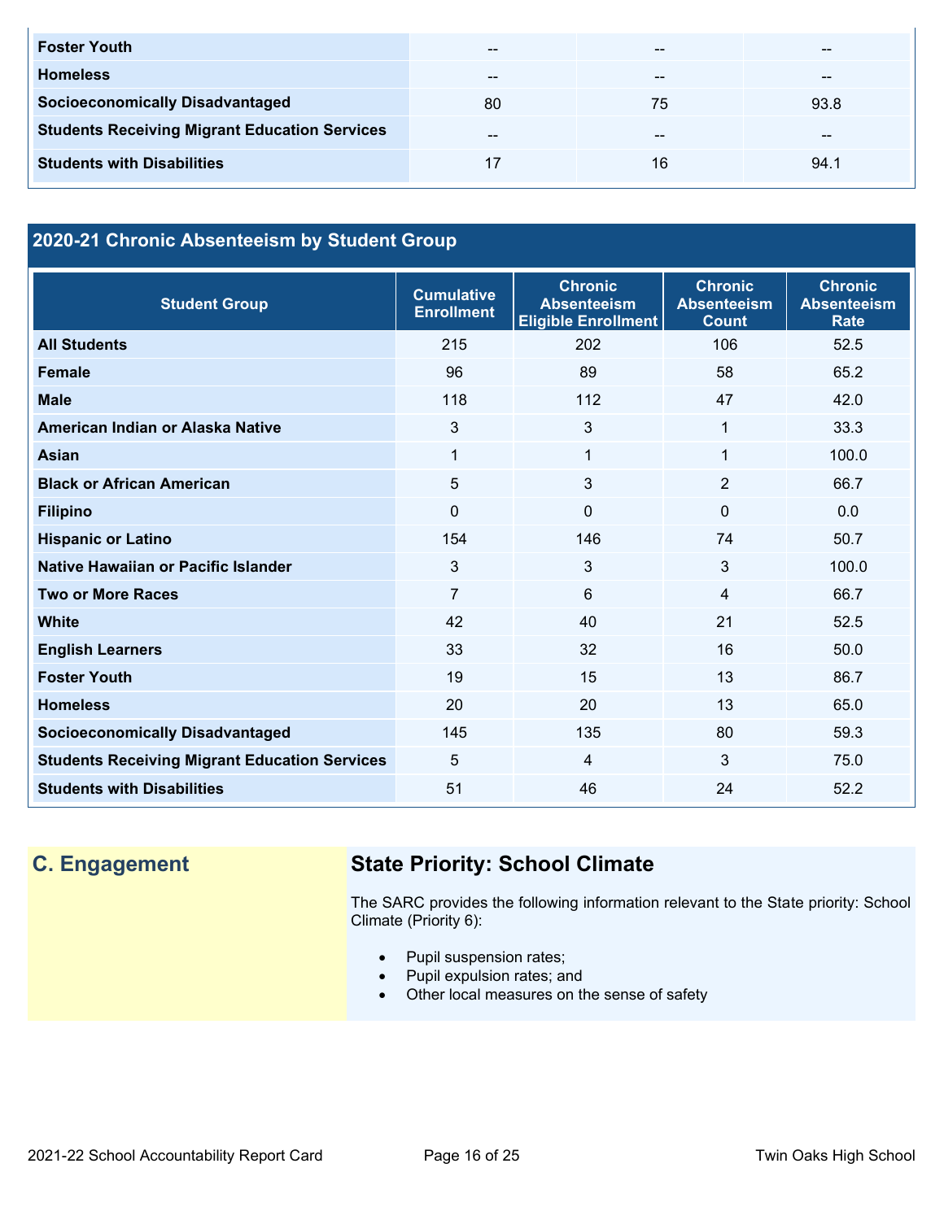| | | | |
|---|---|---|---|
| **Foster Youth** | -- | -- | -- |
| **Homeless** | -- | -- | -- |
| **Socioeconomically Disadvantaged** | 80 | 75 | 93.8 |
| **Students Receiving Migrant Education Services** | -- | -- | -- |
| **Students with Disabilities** | 17 | 16 | 94.1 |

## 2020-21 Chronic Absenteeism by Student Group

| Student Group | Cumulative Enrollment | Chronic Absenteeism Eligible Enrollment | Chronic Absenteeism Count | Chronic Absenteeism Rate |
|---|---|---|---|---|
| **All Students** | 215 | 202 | 106 | 52.5 |
| **Female** | 96 | 89 | 58 | 65.2 |
| **Male** | 118 | 112 | 47 | 42.0 |
| **American Indian or Alaska Native** | 3 | 3 | 1 | 33.3 |
| **Asian** | 1 | 1 | 1 | 100.0 |
| **Black or African American** | 5 | 3 | 2 | 66.7 |
| **Filipino** | 0 | 0 | 0 | 0.0 |
| **Hispanic or Latino** | 154 | 146 | 74 | 50.7 |
| **Native Hawaiian or Pacific Islander** | 3 | 3 | 3 | 100.0 |
| **Two or More Races** | 7 | 6 | 4 | 66.7 |
| **White** | 42 | 40 | 21 | 52.5 |
| **English Learners** | 33 | 32 | 16 | 50.0 |
| **Foster Youth** | 19 | 15 | 13 | 86.7 |
| **Homeless** | 20 | 20 | 13 | 65.0 |
| **Socioeconomically Disadvantaged** | 145 | 135 | 80 | 59.3 |
| **Students Receiving Migrant Education Services** | 5 | 4 | 3 | 75.0 |
| **Students with Disabilities** | 51 | 46 | 24 | 52.2 |

## C. Engagement

### State Priority: School Climate

The SARC provides the following information relevant to the State priority: School Climate (Priority 6):

- Pupil suspension rates;
- Pupil expulsion rates; and
- Other local measures on the sense of safety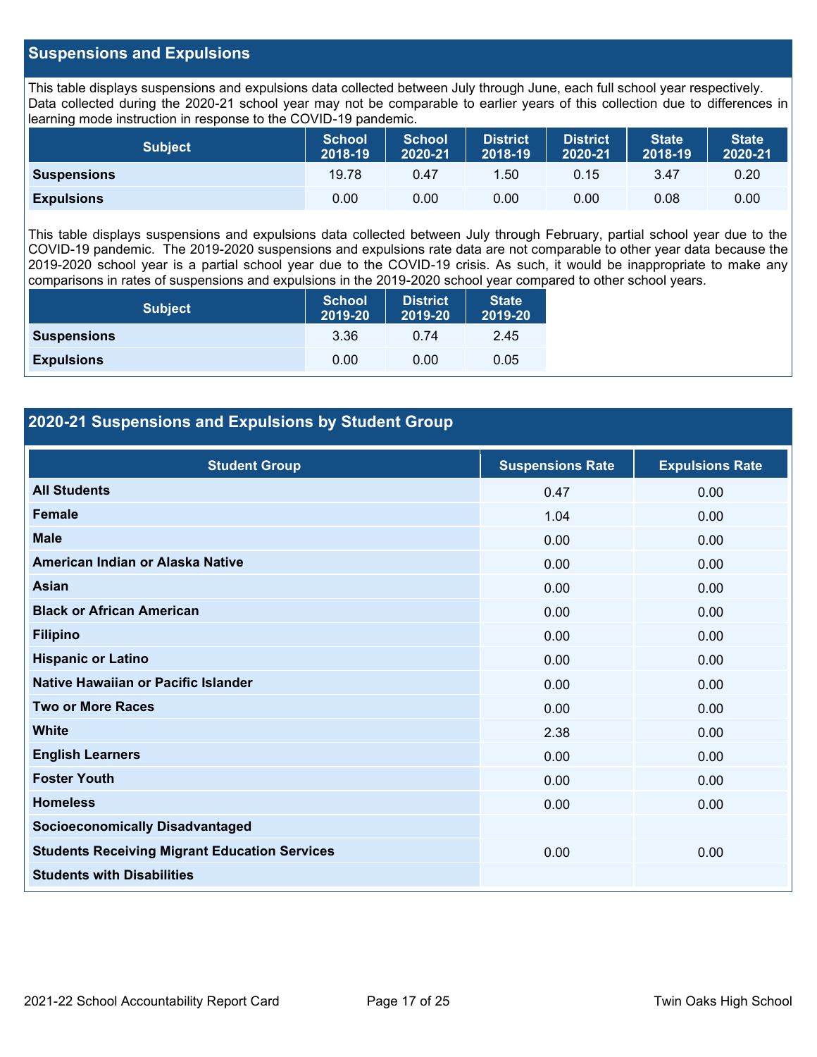## Suspensions and Expulsions

This table displays suspensions and expulsions data collected between July through June, each full school year respectively. Data collected during the 2020-21 school year may not be comparable to earlier years of this collection due to differences in learning mode instruction in response to the COVID-19 pandemic.

| Subject | School 2018-19 | School 2020-21 | District 2018-19 | District 2020-21 | State 2018-19 | State 2020-21 |
|---|---|---|---|---|---|---|
| **Suspensions** | 19.78 | 0.47 | 1.50 | 0.15 | 3.47 | 0.20 |
| **Expulsions** | 0.00 | 0.00 | 0.00 | 0.00 | 0.08 | 0.00 |

This table displays suspensions and expulsions data collected between July through February, partial school year due to the COVID-19 pandemic. The 2019-2020 suspensions and expulsions rate data are not comparable to other year data because the 2019-2020 school year is a partial school year due to the COVID-19 crisis. As such, it would be inappropriate to make any comparisons in rates of suspensions and expulsions in the 2019-2020 school year compared to other school years.

| Subject | School 2019-20 | District 2019-20 | State 2019-20 |
|---|---|---|---|
| **Suspensions** | 3.36 | 0.74 | 2.45 |
| **Expulsions** | 0.00 | 0.00 | 0.05 |

## 2020-21 Suspensions and Expulsions by Student Group

| Student Group | Suspensions Rate | Expulsions Rate |
|---|---|---|
| **All Students** | 0.47 | 0.00 |
| **Female** | 1.04 | 0.00 |
| **Male** | 0.00 | 0.00 |
| **American Indian or Alaska Native** | 0.00 | 0.00 |
| **Asian** | 0.00 | 0.00 |
| **Black or African American** | 0.00 | 0.00 |
| **Filipino** | 0.00 | 0.00 |
| **Hispanic or Latino** | 0.00 | 0.00 |
| **Native Hawaiian or Pacific Islander** | 0.00 | 0.00 |
| **Two or More Races** | 0.00 | 0.00 |
| **White** | 2.38 | 0.00 |
| **English Learners** | 0.00 | 0.00 |
| **Foster Youth** | 0.00 | 0.00 |
| **Homeless** | 0.00 | 0.00 |
| **Socioeconomically Disadvantaged** | | |
| **Students Receiving Migrant Education Services** | 0.00 | 0.00 |
| **Students with Disabilities** | | |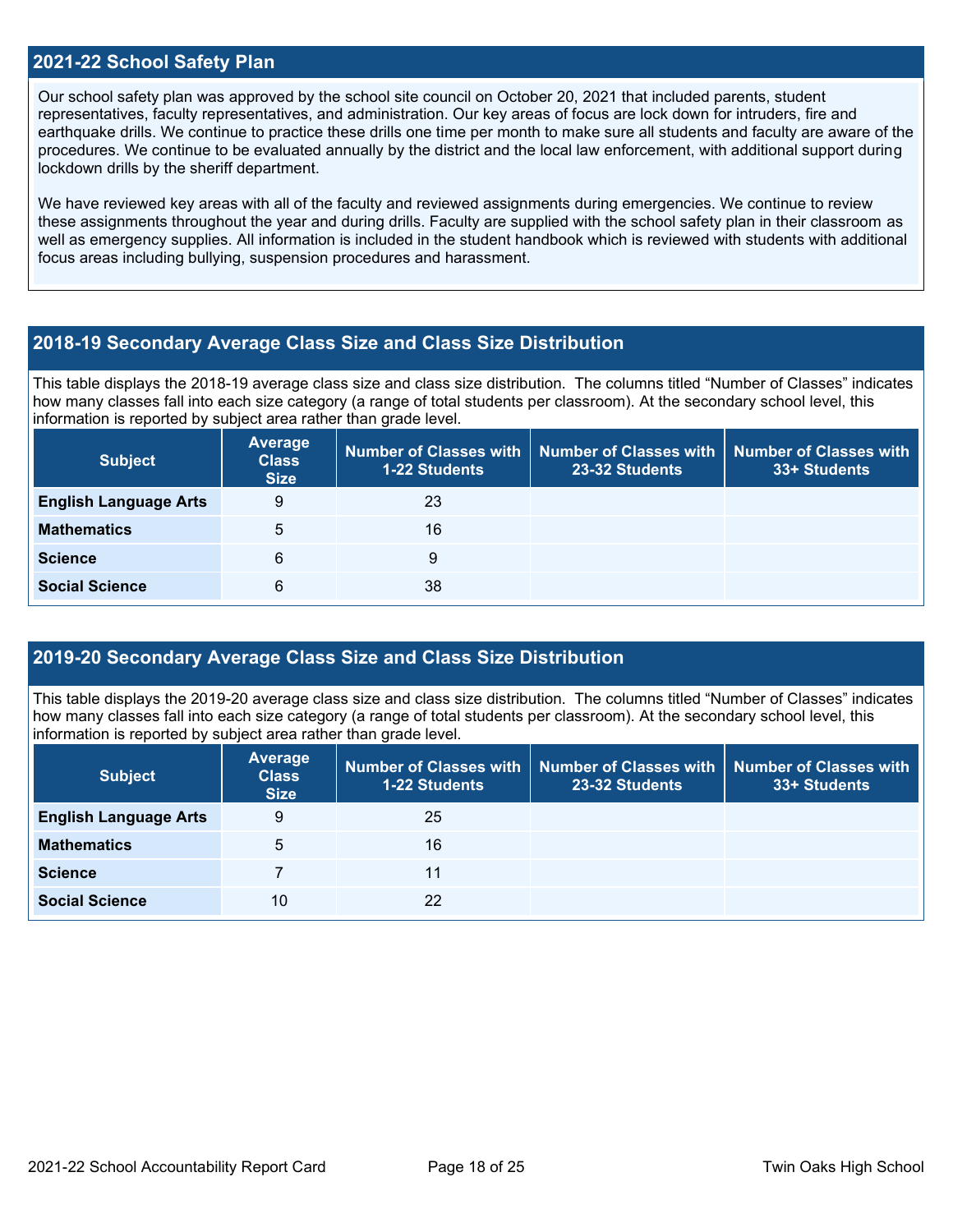## 2021-22 School Safety Plan

Our school safety plan was approved by the school site council on October 20, 2021 that included parents, student representatives, faculty representatives, and administration. Our key areas of focus are lock down for intruders, fire and earthquake drills. We continue to practice these drills one time per month to make sure all students and faculty are aware of the procedures. We continue to be evaluated annually by the district and the local law enforcement, with additional support during lockdown drills by the sheriff department.

We have reviewed key areas with all of the faculty and reviewed assignments during emergencies. We continue to review these assignments throughout the year and during drills. Faculty are supplied with the school safety plan in their classroom as well as emergency supplies. All information is included in the student handbook which is reviewed with students with additional focus areas including bullying, suspension procedures and harassment.

## 2018-19 Secondary Average Class Size and Class Size Distribution

This table displays the 2018-19 average class size and class size distribution. The columns titled "Number of Classes" indicates how many classes fall into each size category (a range of total students per classroom). At the secondary school level, this information is reported by subject area rather than grade level.

| Subject | Average Class Size | Number of Classes with 1-22 Students | Number of Classes with 23-32 Students | Number of Classes with 33+ Students |
|---|---|---|---|---|
| **English Language Arts** | 9 | 23 | | |
| **Mathematics** | 5 | 16 | | |
| **Science** | 6 | 9 | | |
| **Social Science** | 6 | 38 | | |

## 2019-20 Secondary Average Class Size and Class Size Distribution

This table displays the 2019-20 average class size and class size distribution. The columns titled "Number of Classes" indicates how many classes fall into each size category (a range of total students per classroom). At the secondary school level, this information is reported by subject area rather than grade level.

| Subject | Average Class Size | Number of Classes with 1-22 Students | Number of Classes with 23-32 Students | Number of Classes with 33+ Students |
|---|---|---|---|---|
| **English Language Arts** | 9 | 25 | | |
| **Mathematics** | 5 | 16 | | |
| **Science** | 7 | 11 | | |
| **Social Science** | 10 | 22 | | |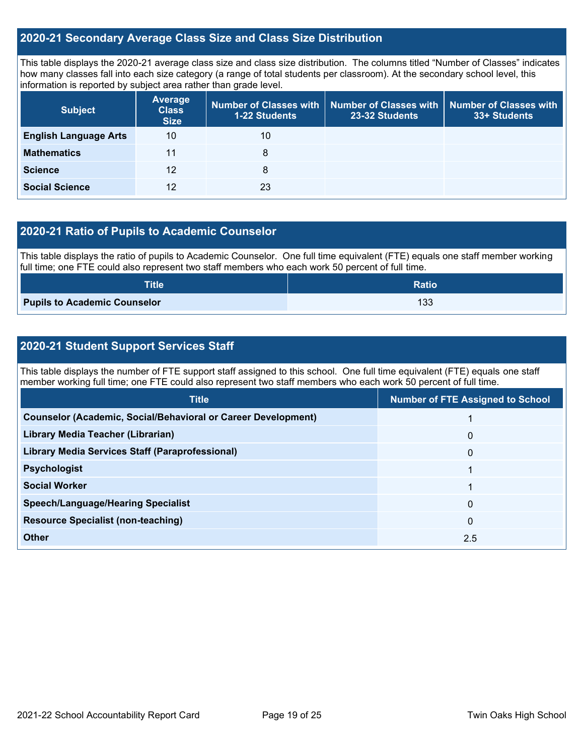## 2020-21 Secondary Average Class Size and Class Size Distribution

This table displays the 2020-21 average class size and class size distribution. The columns titled "Number of Classes" indicates how many classes fall into each size category (a range of total students per classroom). At the secondary school level, this information is reported by subject area rather than grade level.

| Subject | Average Class Size | Number of Classes with 1-22 Students | Number of Classes with 23-32 Students | Number of Classes with 33+ Students |
|---|---|---|---|---|
| **English Language Arts** | 10 | 10 | | |
| **Mathematics** | 11 | 8 | | |
| **Science** | 12 | 8 | | |
| **Social Science** | 12 | 23 | | |

## 2020-21 Ratio of Pupils to Academic Counselor

This table displays the ratio of pupils to Academic Counselor. One full time equivalent (FTE) equals one staff member working full time; one FTE could also represent two staff members who each work 50 percent of full time.

| Title | Ratio |
|---|---|
| **Pupils to Academic Counselor** | 133 |

## 2020-21 Student Support Services Staff

This table displays the number of FTE support staff assigned to this school. One full time equivalent (FTE) equals one staff member working full time; one FTE could also represent two staff members who each work 50 percent of full time.

| Title | Number of FTE Assigned to School |
|---|---|
| **Counselor (Academic, Social/Behavioral or Career Development)** | 1 |
| **Library Media Teacher (Librarian)** | 0 |
| **Library Media Services Staff (Paraprofessional)** | 0 |
| **Psychologist** | 1 |
| **Social Worker** | 1 |
| **Speech/Language/Hearing Specialist** | 0 |
| **Resource Specialist (non-teaching)** | 0 |
| **Other** | 2.5 |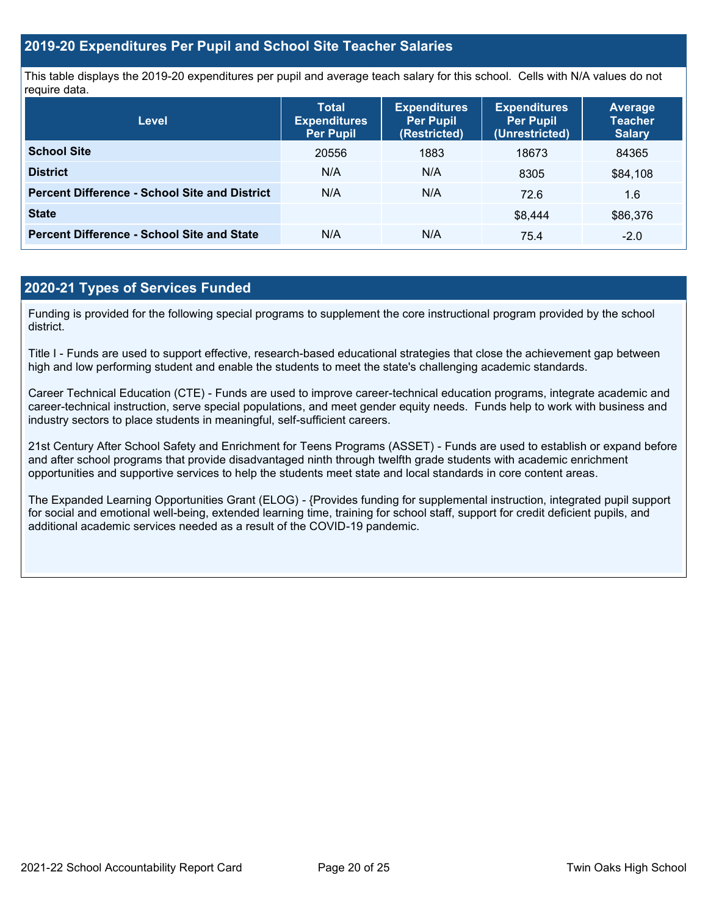## 2019-20 Expenditures Per Pupil and School Site Teacher Salaries

This table displays the 2019-20 expenditures per pupil and average teach salary for this school. Cells with N/A values do not require data.

| Level | Total Expenditures Per Pupil | Expenditures Per Pupil (Restricted) | Expenditures Per Pupil (Unrestricted) | Average Teacher Salary |
|---|---|---|---|---|
| **School Site** | 20556 | 1883 | 18673 | 84365 |
| **District** | N/A | N/A | 8305 | $84,108 |
| **Percent Difference - School Site and District** | N/A | N/A | 72.6 | 1.6 |
| **State** | | | $8,444 | $86,376 |
| **Percent Difference - School Site and State** | N/A | N/A | 75.4 | -2.0 |

## 2020-21 Types of Services Funded

Funding is provided for the following special programs to supplement the core instructional program provided by the school district.

Title I - Funds are used to support effective, research-based educational strategies that close the achievement gap between high and low performing student and enable the students to meet the state's challenging academic standards.

Career Technical Education (CTE) - Funds are used to improve career-technical education programs, integrate academic and career-technical instruction, serve special populations, and meet gender equity needs. Funds help to work with business and industry sectors to place students in meaningful, self-sufficient careers.

21st Century After School Safety and Enrichment for Teens Programs (ASSET) - Funds are used to establish or expand before and after school programs that provide disadvantaged ninth through twelfth grade students with academic enrichment opportunities and supportive services to help the students meet state and local standards in core content areas.

The Expanded Learning Opportunities Grant (ELOG) - {Provides funding for supplemental instruction, integrated pupil support for social and emotional well-being, extended learning time, training for school staff, support for credit deficient pupils, and additional academic services needed as a result of the COVID-19 pandemic.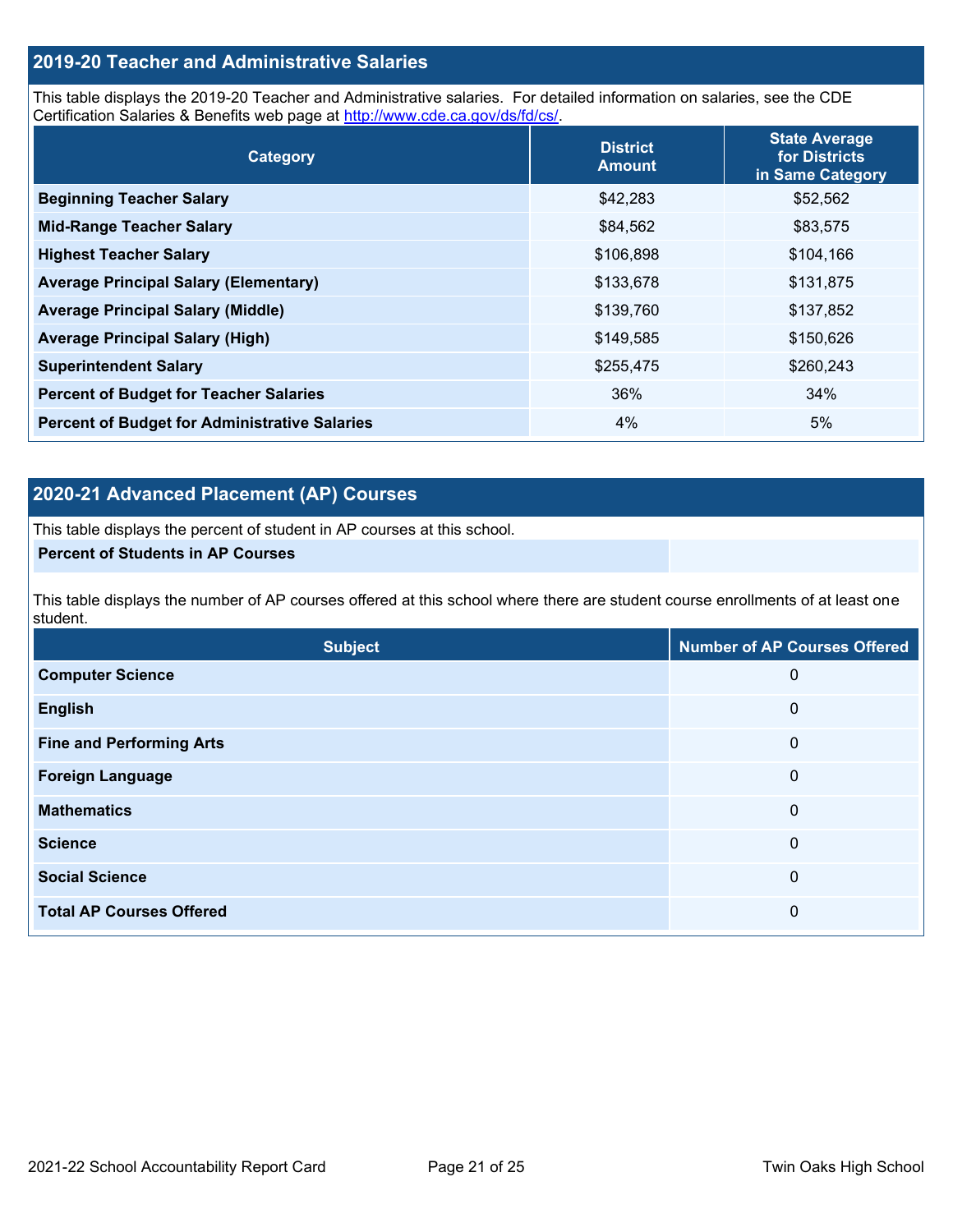## 2019-20 Teacher and Administrative Salaries

This table displays the 2019-20 Teacher and Administrative salaries. For detailed information on salaries, see the CDE Certification Salaries & Benefits web page at http://www.cde.ca.gov/ds/fd/cs/.

| Category | District Amount | State Average for Districts in Same Category |
|---|---|---|
| Beginning Teacher Salary | $42,283 | $52,562 |
| Mid-Range Teacher Salary | $84,562 | $83,575 |
| Highest Teacher Salary | $106,898 | $104,166 |
| Average Principal Salary (Elementary) | $133,678 | $131,875 |
| Average Principal Salary (Middle) | $139,760 | $137,852 |
| Average Principal Salary (High) | $149,585 | $150,626 |
| Superintendent Salary | $255,475 | $260,243 |
| Percent of Budget for Teacher Salaries | 36% | 34% |
| Percent of Budget for Administrative Salaries | 4% | 5% |

## 2020-21 Advanced Placement (AP) Courses

This table displays the percent of student in AP courses at this school.

| Percent of Students in AP Courses | |
|---|---|

This table displays the number of AP courses offered at this school where there are student course enrollments of at least one student.

| Subject | Number of AP Courses Offered |
|---|---|
| Computer Science | 0 |
| English | 0 |
| Fine and Performing Arts | 0 |
| Foreign Language | 0 |
| Mathematics | 0 |
| Science | 0 |
| Social Science | 0 |
| Total AP Courses Offered | 0 |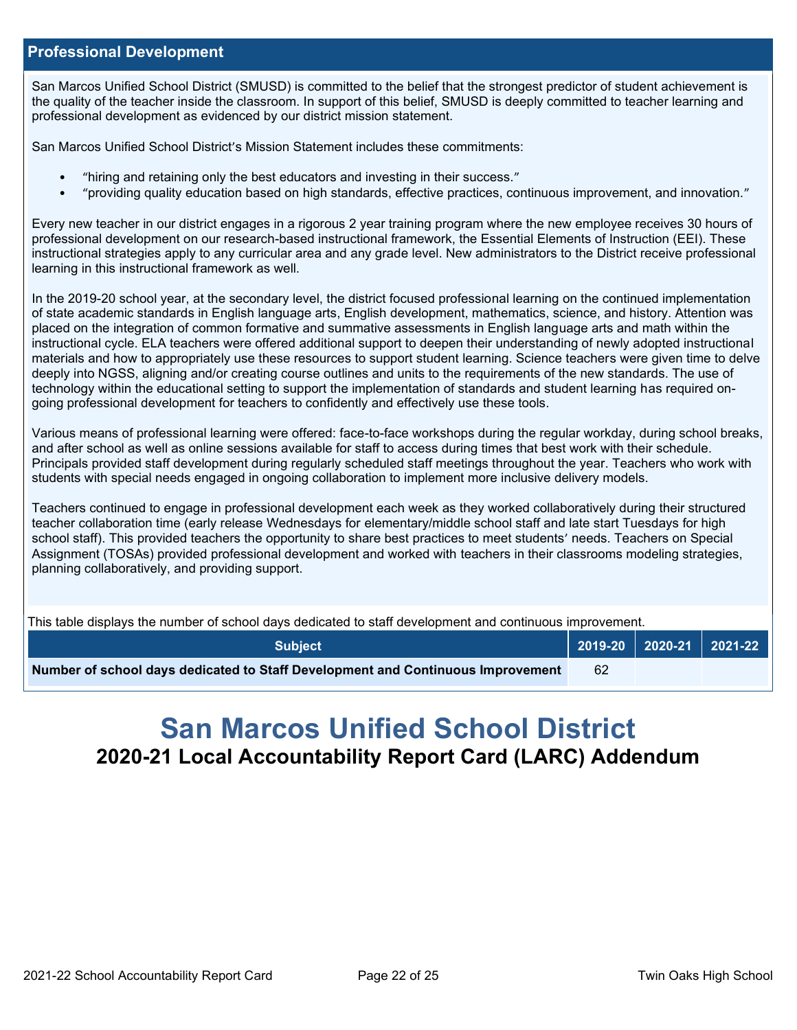## Professional Development

San Marcos Unified School District (SMUSD) is committed to the belief that the strongest predictor of student achievement is the quality of the teacher inside the classroom. In support of this belief, SMUSD is deeply committed to teacher learning and professional development as evidenced by our district mission statement.

San Marcos Unified School District's Mission Statement includes these commitments:

- "hiring and retaining only the best educators and investing in their success."
- "providing quality education based on high standards, effective practices, continuous improvement, and innovation."

Every new teacher in our district engages in a rigorous 2 year training program where the new employee receives 30 hours of professional development on our research-based instructional framework, the Essential Elements of Instruction (EEI). These instructional strategies apply to any curricular area and any grade level. New administrators to the District receive professional learning in this instructional framework as well.

In the 2019-20 school year, at the secondary level, the district focused professional learning on the continued implementation of state academic standards in English language arts, English development, mathematics, science, and history. Attention was placed on the integration of common formative and summative assessments in English language arts and math within the instructional cycle. ELA teachers were offered additional support to deepen their understanding of newly adopted instructional materials and how to appropriately use these resources to support student learning. Science teachers were given time to delve deeply into NGSS, aligning and/or creating course outlines and units to the requirements of the new standards. The use of technology within the educational setting to support the implementation of standards and student learning has required on-going professional development for teachers to confidently and effectively use these tools.

Various means of professional learning were offered: face-to-face workshops during the regular workday, during school breaks, and after school as well as online sessions available for staff to access during times that best work with their schedule. Principals provided staff development during regularly scheduled staff meetings throughout the year. Teachers who work with students with special needs engaged in ongoing collaboration to implement more inclusive delivery models.

Teachers continued to engage in professional development each week as they worked collaboratively during their structured teacher collaboration time (early release Wednesdays for elementary/middle school staff and late start Tuesdays for high school staff). This provided teachers the opportunity to share best practices to meet students' needs. Teachers on Special Assignment (TOSAs) provided professional development and worked with teachers in their classrooms modeling strategies, planning collaboratively, and providing support.

This table displays the number of school days dedicated to staff development and continuous improvement.

| Subject | 2019-20 | 2020-21 | 2021-22 |
|---|---|---|---|
| Number of school days dedicated to Staff Development and Continuous Improvement | 62 | | |

# San Marcos Unified School District

## 2020-21 Local Accountability Report Card (LARC) Addendum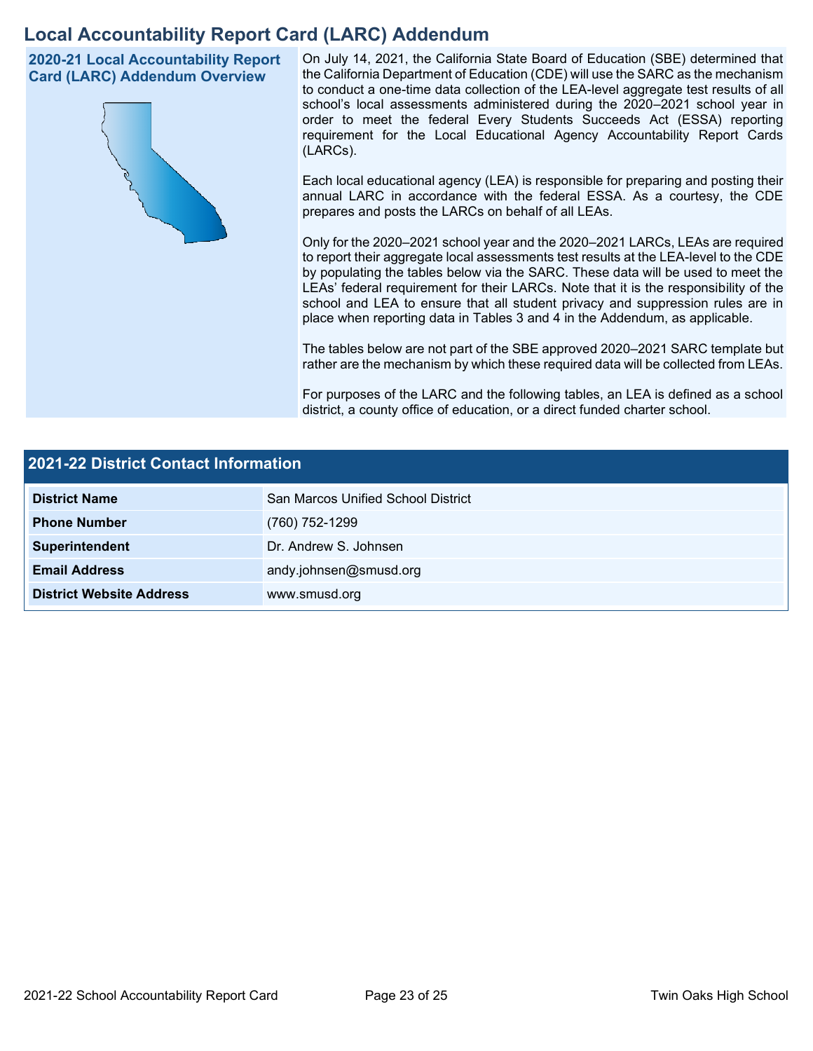# Local Accountability Report Card (LARC) Addendum

## 2020-21 Local Accountability Report Card (LARC) Addendum Overview

On July 14, 2021, the California State Board of Education (SBE) determined that the California Department of Education (CDE) will use the SARC as the mechanism to conduct a one-time data collection of the LEA-level aggregate test results of all school's local assessments administered during the 2020–2021 school year in order to meet the federal Every Students Succeeds Act (ESSA) reporting requirement for the Local Educational Agency Accountability Report Cards (LARCs).

Each local educational agency (LEA) is responsible for preparing and posting their annual LARC in accordance with the federal ESSA. As a courtesy, the CDE prepares and posts the LARCs on behalf of all LEAs.

Only for the 2020–2021 school year and the 2020–2021 LARCs, LEAs are required to report their aggregate local assessments test results at the LEA-level to the CDE by populating the tables below via the SARC. These data will be used to meet the LEAs' federal requirement for their LARCs. Note that it is the responsibility of the school and LEA to ensure that all student privacy and suppression rules are in place when reporting data in Tables 3 and 4 in the Addendum, as applicable.

The tables below are not part of the SBE approved 2020–2021 SARC template but rather are the mechanism by which these required data will be collected from LEAs.

For purposes of the LARC and the following tables, an LEA is defined as a school district, a county office of education, or a direct funded charter school.

## 2021-22 District Contact Information

| | |
|---|---|
| **District Name** | San Marcos Unified School District |
| **Phone Number** | (760) 752-1299 |
| **Superintendent** | Dr. Andrew S. Johnsen |
| **Email Address** | andy.johnsen@smusd.org |
| **District Website Address** | www.smusd.org |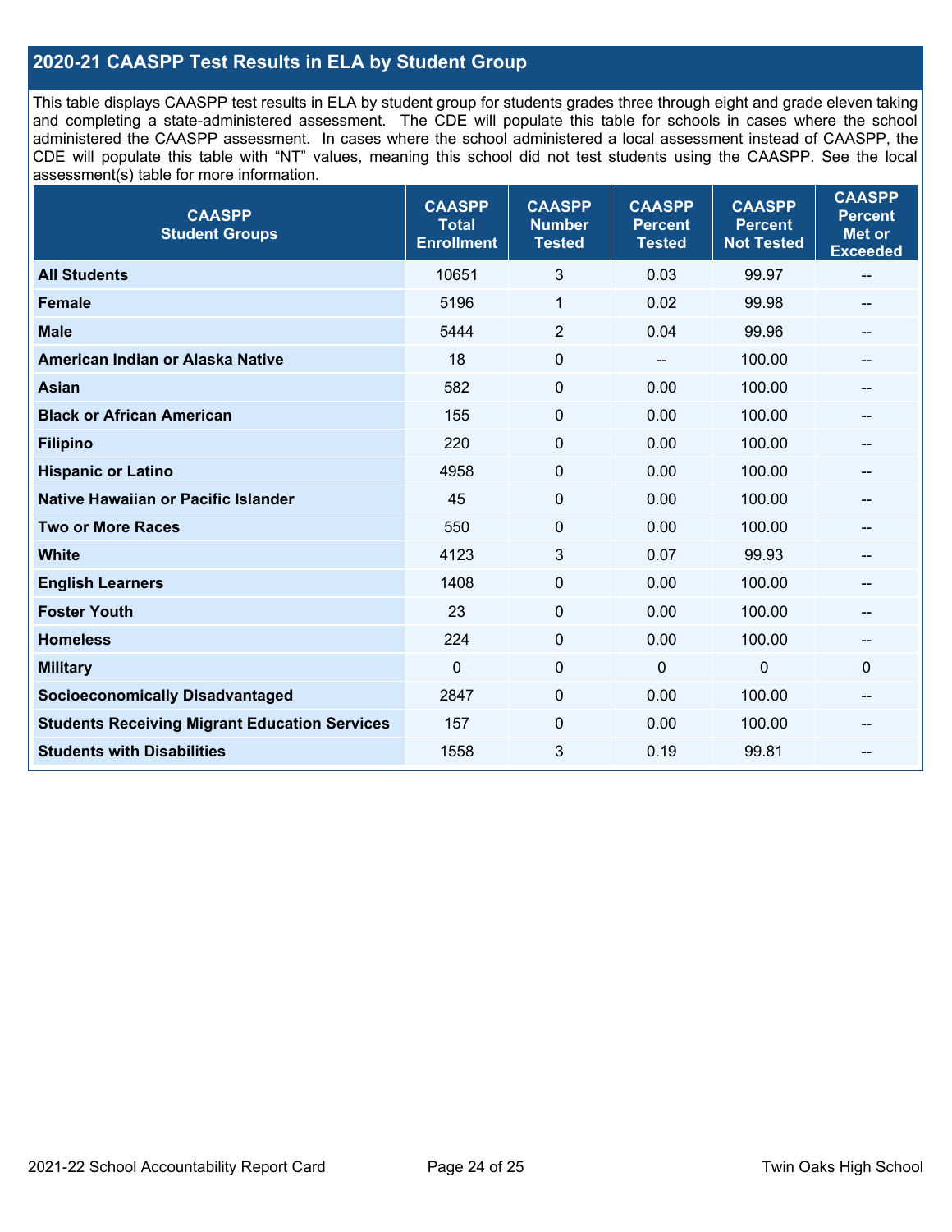## 2020-21 CAASPP Test Results in ELA by Student Group

This table displays CAASPP test results in ELA by student group for students grades three through eight and grade eleven taking and completing a state-administered assessment. The CDE will populate this table for schools in cases where the school administered the CAASPP assessment. In cases where the school administered a local assessment instead of CAASPP, the CDE will populate this table with "NT" values, meaning this school did not test students using the CAASPP. See the local assessment(s) table for more information.

| CAASPP Student Groups | CAASPP Total Enrollment | CAASPP Number Tested | CAASPP Percent Tested | CAASPP Percent Not Tested | CAASPP Percent Met or Exceeded |
|---|---|---|---|---|---|
| **All Students** | 10651 | 3 | 0.03 | 99.97 | -- |
| **Female** | 5196 | 1 | 0.02 | 99.98 | -- |
| **Male** | 5444 | 2 | 0.04 | 99.96 | -- |
| **American Indian or Alaska Native** | 18 | 0 | -- | 100.00 | -- |
| **Asian** | 582 | 0 | 0.00 | 100.00 | -- |
| **Black or African American** | 155 | 0 | 0.00 | 100.00 | -- |
| **Filipino** | 220 | 0 | 0.00 | 100.00 | -- |
| **Hispanic or Latino** | 4958 | 0 | 0.00 | 100.00 | -- |
| **Native Hawaiian or Pacific Islander** | 45 | 0 | 0.00 | 100.00 | -- |
| **Two or More Races** | 550 | 0 | 0.00 | 100.00 | -- |
| **White** | 4123 | 3 | 0.07 | 99.93 | -- |
| **English Learners** | 1408 | 0 | 0.00 | 100.00 | -- |
| **Foster Youth** | 23 | 0 | 0.00 | 100.00 | -- |
| **Homeless** | 224 | 0 | 0.00 | 100.00 | -- |
| **Military** | 0 | 0 | 0 | 0 | 0 |
| **Socioeconomically Disadvantaged** | 2847 | 0 | 0.00 | 100.00 | -- |
| **Students Receiving Migrant Education Services** | 157 | 0 | 0.00 | 100.00 | -- |
| **Students with Disabilities** | 1558 | 3 | 0.19 | 99.81 | -- |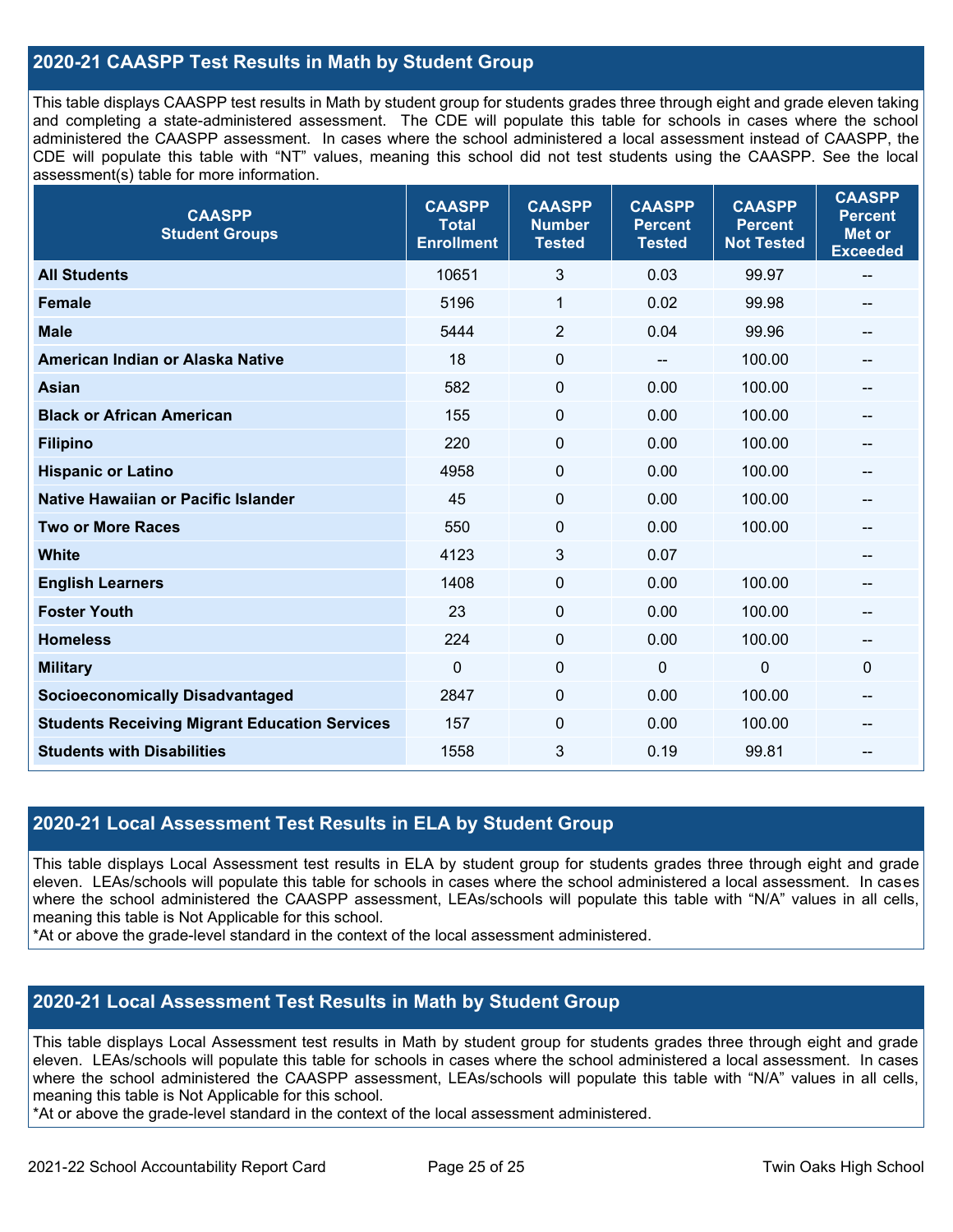## 2020-21 CAASPP Test Results in Math by Student Group

This table displays CAASPP test results in Math by student group for students grades three through eight and grade eleven taking and completing a state-administered assessment. The CDE will populate this table for schools in cases where the school administered the CAASPP assessment. In cases where the school administered a local assessment instead of CAASPP, the CDE will populate this table with "NT" values, meaning this school did not test students using the CAASPP. See the local assessment(s) table for more information.

| CAASPP Student Groups | CAASPP Total Enrollment | CAASPP Number Tested | CAASPP Percent Tested | CAASPP Percent Not Tested | CAASPP Percent Met or Exceeded |
|---|---|---|---|---|---|
| **All Students** | 10651 | 3 | 0.03 | 99.97 | -- |
| **Female** | 5196 | 1 | 0.02 | 99.98 | -- |
| **Male** | 5444 | 2 | 0.04 | 99.96 | -- |
| **American Indian or Alaska Native** | 18 | 0 | -- | 100.00 | -- |
| **Asian** | 582 | 0 | 0.00 | 100.00 | -- |
| **Black or African American** | 155 | 0 | 0.00 | 100.00 | -- |
| **Filipino** | 220 | 0 | 0.00 | 100.00 | -- |
| **Hispanic or Latino** | 4958 | 0 | 0.00 | 100.00 | -- |
| **Native Hawaiian or Pacific Islander** | 45 | 0 | 0.00 | 100.00 | -- |
| **Two or More Races** | 550 | 0 | 0.00 | 100.00 | -- |
| **White** | 4123 | 3 | 0.07 | | -- |
| **English Learners** | 1408 | 0 | 0.00 | 100.00 | -- |
| **Foster Youth** | 23 | 0 | 0.00 | 100.00 | -- |
| **Homeless** | 224 | 0 | 0.00 | 100.00 | -- |
| **Military** | 0 | 0 | 0 | 0 | 0 |
| **Socioeconomically Disadvantaged** | 2847 | 0 | 0.00 | 100.00 | -- |
| **Students Receiving Migrant Education Services** | 157 | 0 | 0.00 | 100.00 | -- |
| **Students with Disabilities** | 1558 | 3 | 0.19 | 99.81 | -- |

## 2020-21 Local Assessment Test Results in ELA by Student Group

This table displays Local Assessment test results in ELA by student group for students grades three through eight and grade eleven. LEAs/schools will populate this table for schools in cases where the school administered a local assessment. In cases where the school administered the CAASPP assessment, LEAs/schools will populate this table with "N/A" values in all cells, meaning this table is Not Applicable for this school.
*At or above the grade-level standard in the context of the local assessment administered.

## 2020-21 Local Assessment Test Results in Math by Student Group

This table displays Local Assessment test results in Math by student group for students grades three through eight and grade eleven. LEAs/schools will populate this table for schools in cases where the school administered a local assessment. In cases where the school administered the CAASPP assessment, LEAs/schools will populate this table with "N/A" values in all cells, meaning this table is Not Applicable for this school.
*At or above the grade-level standard in the context of the local assessment administered.